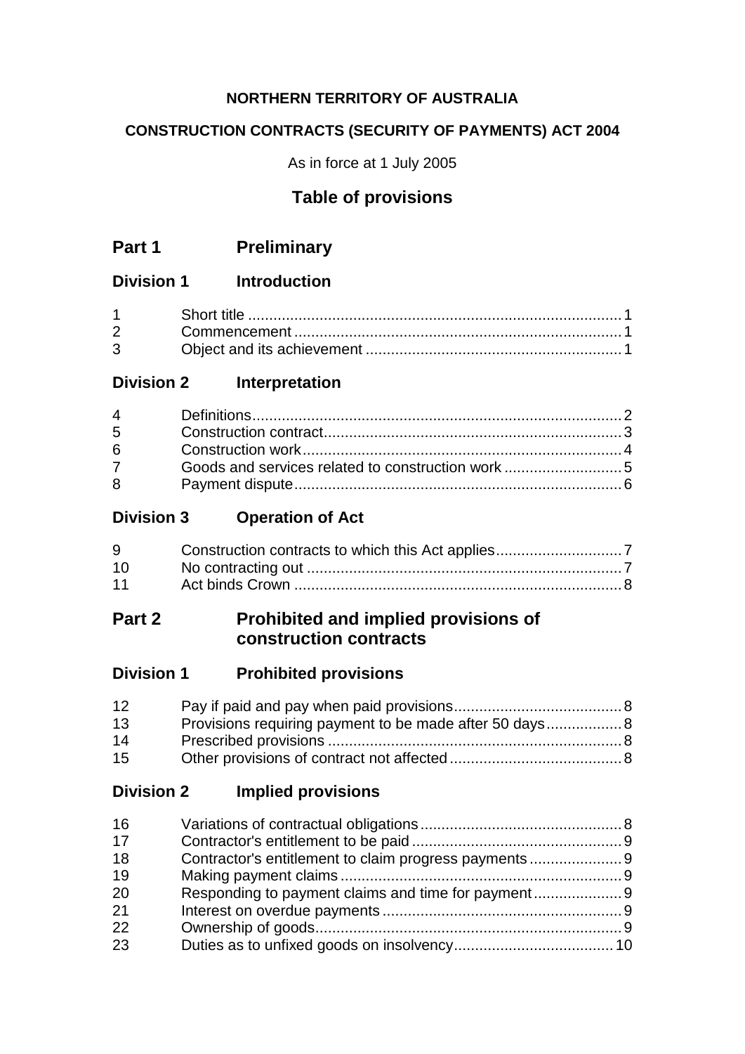**NORTHERN TERRITORY OF AUSTRALIA**

**CONSTRUCTION CONTRACTS (SECURITY OF PAYMENTS) ACT 2004**

As in force at 1 July 2005

# Table of provisions

## Part 1 Preliminary

### Division 1 Introduction

| | | |
|---|---|---|
| 1 | Short title | 1 |
| 2 | Commencement | 1 |
| 3 | Object and its achievement | 1 |

### Division 2 Interpretation

| | | |
|---|---|---|
| 4 | Definitions | 2 |
| 5 | Construction contract | 3 |
| 6 | Construction work | 4 |
| 7 | Goods and services related to construction work | 5 |
| 8 | Payment dispute | 6 |

### Division 3 Operation of Act

| | | |
|---|---|---|
| 9 | Construction contracts to which this Act applies | 7 |
| 10 | No contracting out | 7 |
| 11 | Act binds Crown | 8 |

## Part 2 Prohibited and implied provisions of construction contracts

### Division 1 Prohibited provisions

| | | |
|---|---|---|
| 12 | Pay if paid and pay when paid provisions | 8 |
| 13 | Provisions requiring payment to be made after 50 days | 8 |
| 14 | Prescribed provisions | 8 |
| 15 | Other provisions of contract not affected | 8 |

### Division 2 Implied provisions

| | | |
|---|---|---|
| 16 | Variations of contractual obligations | 8 |
| 17 | Contractor's entitlement to be paid | 9 |
| 18 | Contractor's entitlement to claim progress payments | 9 |
| 19 | Making payment claims | 9 |
| 20 | Responding to payment claims and time for payment | 9 |
| 21 | Interest on overdue payments | 9 |
| 22 | Ownership of goods | 9 |
| 23 | Duties as to unfixed goods on insolvency | 10 |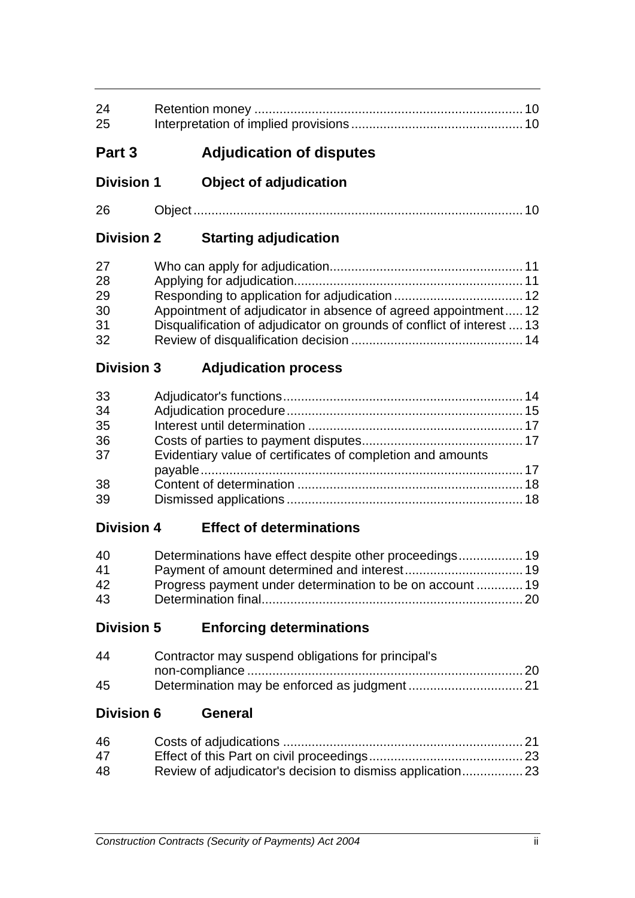| | | |
|---|---|---|
| 24 | Retention money | 10 |
| 25 | Interpretation of implied provisions | 10 |

## Part 3 Adjudication of disputes

### Division 1 Object of adjudication

| | | |
|---|---|---|
| 26 | Object | 10 |

### Division 2 Starting adjudication

| | | |
|---|---|---|
| 27 | Who can apply for adjudication | 11 |
| 28 | Applying for adjudication | 11 |
| 29 | Responding to application for adjudication | 12 |
| 30 | Appointment of adjudicator in absence of agreed appointment | 12 |
| 31 | Disqualification of adjudicator on grounds of conflict of interest | 13 |
| 32 | Review of disqualification decision | 14 |

### Division 3 Adjudication process

| | | |
|---|---|---|
| 33 | Adjudicator's functions | 14 |
| 34 | Adjudication procedure | 15 |
| 35 | Interest until determination | 17 |
| 36 | Costs of parties to payment disputes | 17 |
| 37 | Evidentiary value of certificates of completion and amounts payable | 17 |
| 38 | Content of determination | 18 |
| 39 | Dismissed applications | 18 |

### Division 4 Effect of determinations

| | | |
|---|---|---|
| 40 | Determinations have effect despite other proceedings | 19 |
| 41 | Payment of amount determined and interest | 19 |
| 42 | Progress payment under determination to be on account | 19 |
| 43 | Determination final | 20 |

### Division 5 Enforcing determinations

| | | |
|---|---|---|
| 44 | Contractor may suspend obligations for principal's non-compliance | 20 |
| 45 | Determination may be enforced as judgment | 21 |

### Division 6 General

| | | |
|---|---|---|
| 46 | Costs of adjudications | 21 |
| 47 | Effect of this Part on civil proceedings | 23 |
| 48 | Review of adjudicator's decision to dismiss application | 23 |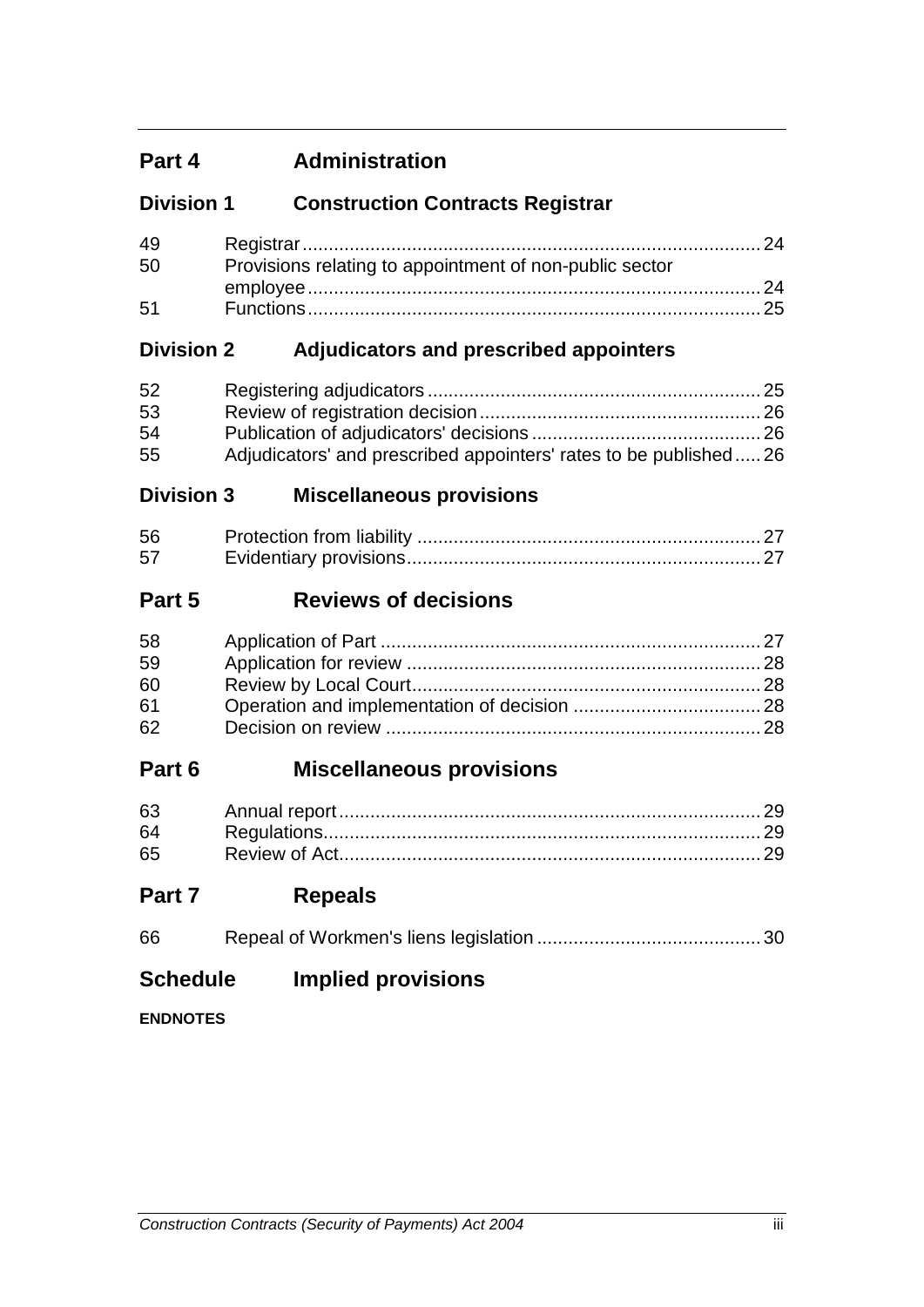## Part 4 Administration

### Division 1 Construction Contracts Registrar

| | | |
|---|---|---|
| 49 | Registrar | 24 |
| 50 | Provisions relating to appointment of non-public sector employee | 24 |
| 51 | Functions | 25 |

### Division 2 Adjudicators and prescribed appointers

| | | |
|---|---|---|
| 52 | Registering adjudicators | 25 |
| 53 | Review of registration decision | 26 |
| 54 | Publication of adjudicators' decisions | 26 |
| 55 | Adjudicators' and prescribed appointers' rates to be published | 26 |

### Division 3 Miscellaneous provisions

| | | |
|---|---|---|
| 56 | Protection from liability | 27 |
| 57 | Evidentiary provisions | 27 |

## Part 5 Reviews of decisions

| | | |
|---|---|---|
| 58 | Application of Part | 27 |
| 59 | Application for review | 28 |
| 60 | Review by Local Court | 28 |
| 61 | Operation and implementation of decision | 28 |
| 62 | Decision on review | 28 |

## Part 6 Miscellaneous provisions

| | | |
|---|---|---|
| 63 | Annual report | 29 |
| 64 | Regulations | 29 |
| 65 | Review of Act | 29 |

## Part 7 Repeals

| | | |
|---|---|---|
| 66 | Repeal of Workmen's liens legislation | 30 |

## Schedule Implied provisions

**ENDNOTES**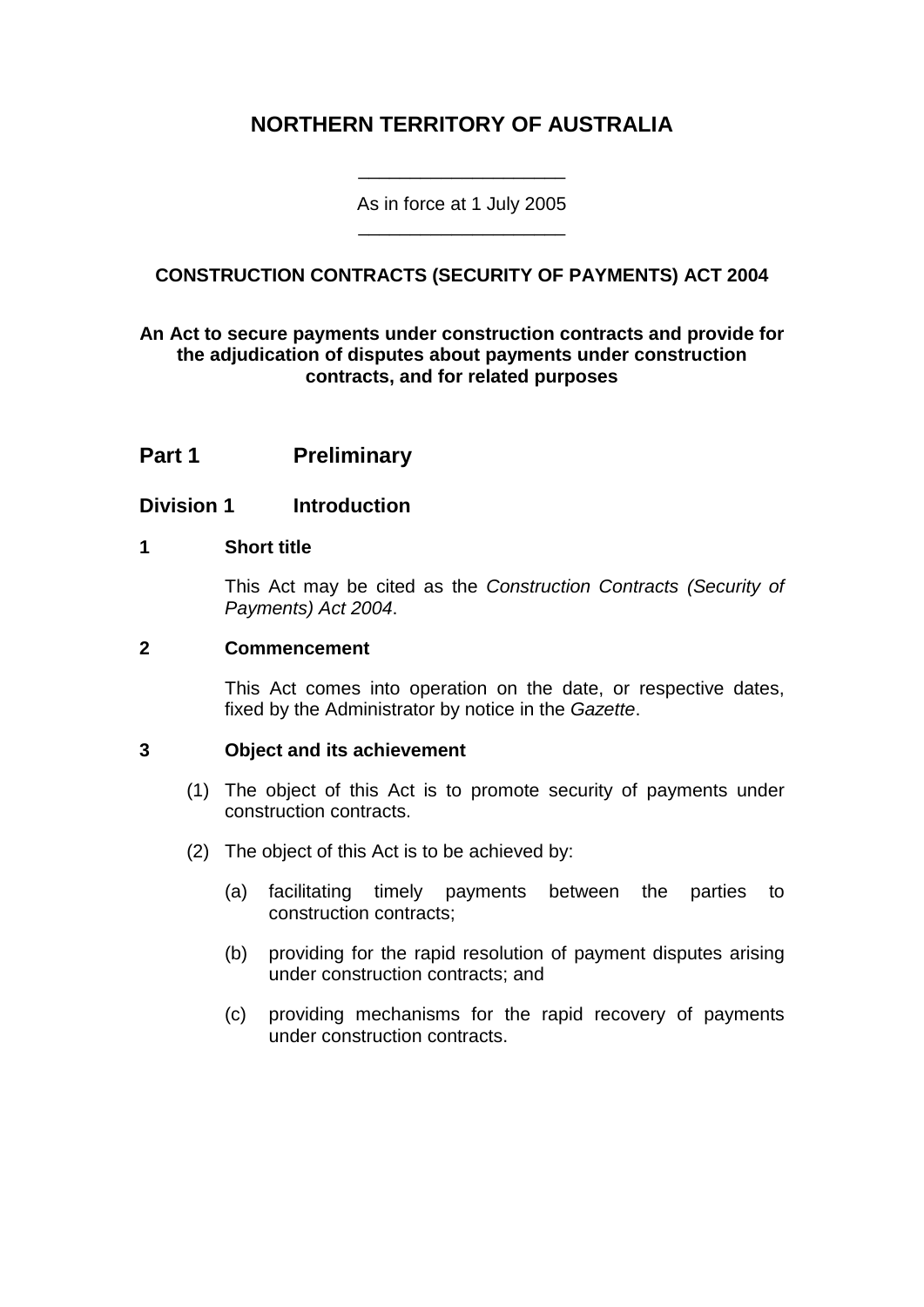# NORTHERN TERRITORY OF AUSTRALIA

---

As in force at 1 July 2005

---

## CONSTRUCTION CONTRACTS (SECURITY OF PAYMENTS) ACT 2004

**An Act to secure payments under construction contracts and provide for the adjudication of disputes about payments under construction contracts, and for related purposes**

## Part 1 Preliminary

### Division 1 Introduction

#### 1 Short title

This Act may be cited as the *Construction Contracts (Security of Payments) Act 2004*.

#### 2 Commencement

This Act comes into operation on the date, or respective dates, fixed by the Administrator by notice in the *Gazette*.

#### 3 Object and its achievement

(1) The object of this Act is to promote security of payments under construction contracts.

(2) The object of this Act is to be achieved by:

(a) facilitating timely payments between the parties to construction contracts;

(b) providing for the rapid resolution of payment disputes arising under construction contracts; and

(c) providing mechanisms for the rapid recovery of payments under construction contracts.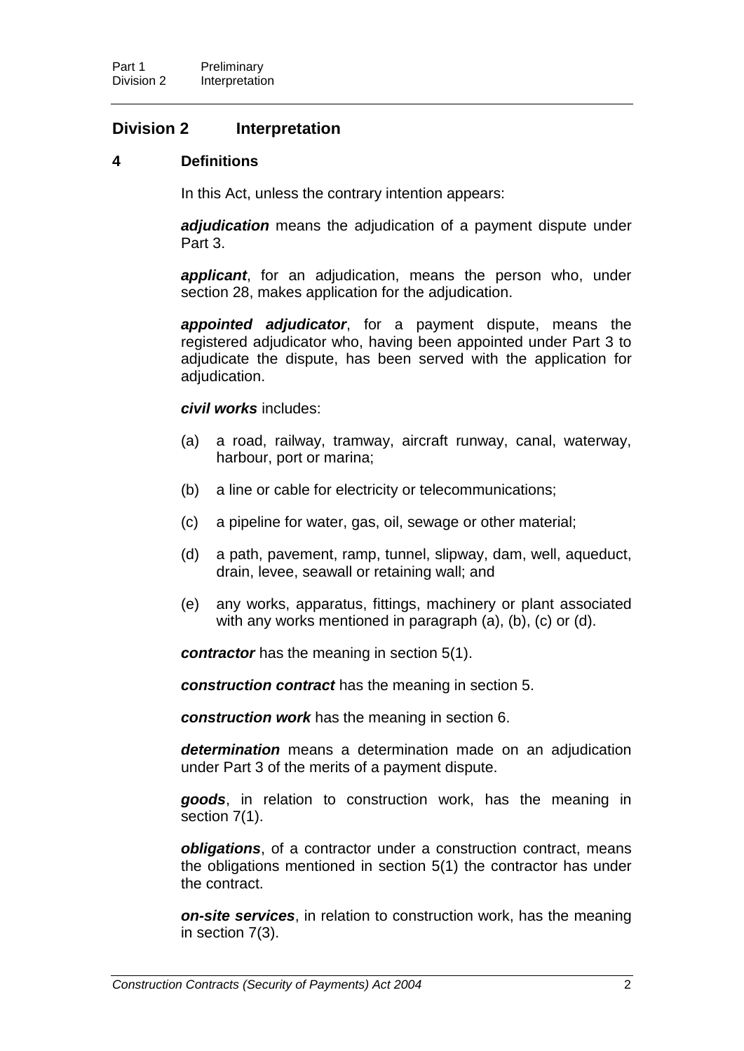## Division 2 Interpretation

### 4 Definitions

In this Act, unless the contrary intention appears:

***adjudication*** means the adjudication of a payment dispute under Part 3.

***applicant***, for an adjudication, means the person who, under section 28, makes application for the adjudication.

***appointed adjudicator***, for a payment dispute, means the registered adjudicator who, having been appointed under Part 3 to adjudicate the dispute, has been served with the application for adjudication.

***civil works*** includes:

(a) a road, railway, tramway, aircraft runway, canal, waterway, harbour, port or marina;

(b) a line or cable for electricity or telecommunications;

(c) a pipeline for water, gas, oil, sewage or other material;

(d) a path, pavement, ramp, tunnel, slipway, dam, well, aqueduct, drain, levee, seawall or retaining wall; and

(e) any works, apparatus, fittings, machinery or plant associated with any works mentioned in paragraph (a), (b), (c) or (d).

***contractor*** has the meaning in section 5(1).

***construction contract*** has the meaning in section 5.

***construction work*** has the meaning in section 6.

***determination*** means a determination made on an adjudication under Part 3 of the merits of a payment dispute.

***goods***, in relation to construction work, has the meaning in section 7(1).

***obligations***, of a contractor under a construction contract, means the obligations mentioned in section 5(1) the contractor has under the contract.

***on-site services***, in relation to construction work, has the meaning in section 7(3).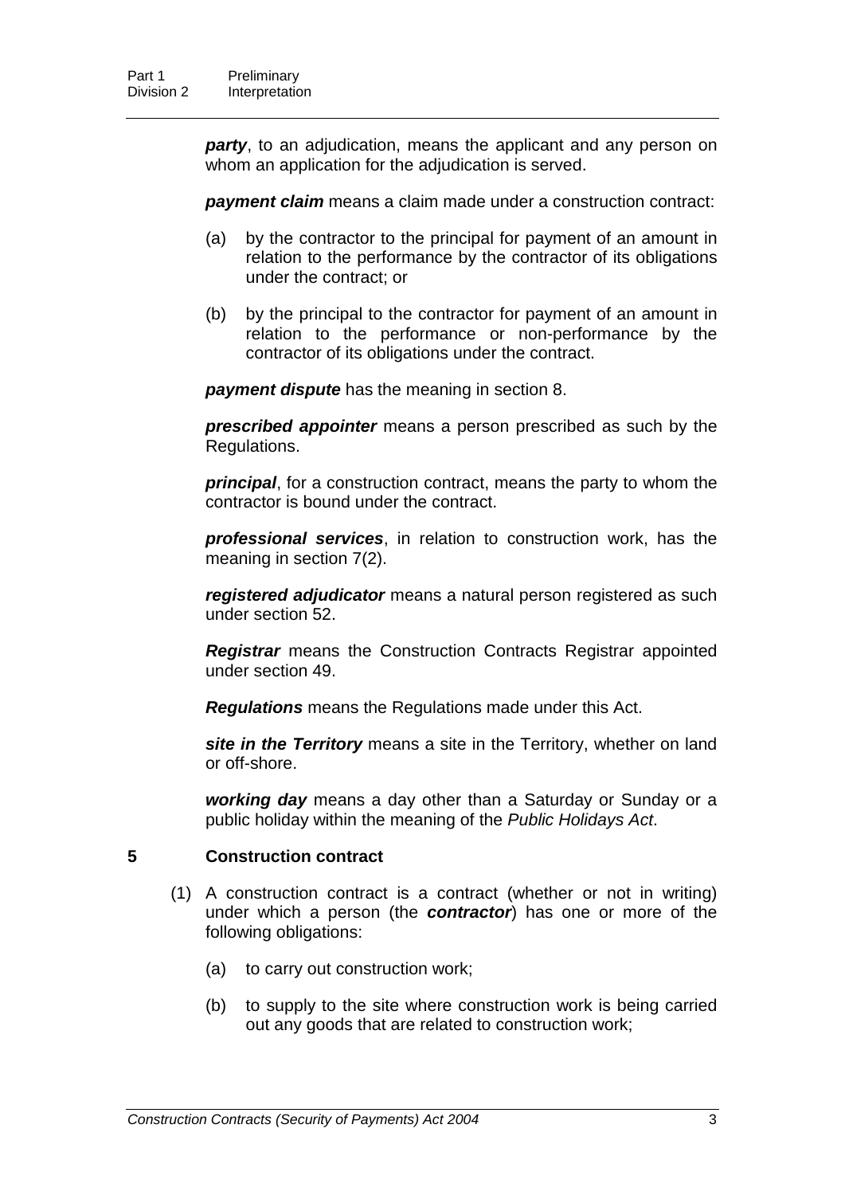***party***, to an adjudication, means the applicant and any person on whom an application for the adjudication is served.

***payment claim*** means a claim made under a construction contract:

(a) by the contractor to the principal for payment of an amount in relation to the performance by the contractor of its obligations under the contract; or

(b) by the principal to the contractor for payment of an amount in relation to the performance or non-performance by the contractor of its obligations under the contract.

***payment dispute*** has the meaning in section 8.

***prescribed appointer*** means a person prescribed as such by the Regulations.

***principal***, for a construction contract, means the party to whom the contractor is bound under the contract.

***professional services***, in relation to construction work, has the meaning in section 7(2).

***registered adjudicator*** means a natural person registered as such under section 52.

***Registrar*** means the Construction Contracts Registrar appointed under section 49.

***Regulations*** means the Regulations made under this Act.

***site in the Territory*** means a site in the Territory, whether on land or off-shore.

***working day*** means a day other than a Saturday or Sunday or a public holiday within the meaning of the *Public Holidays Act*.

## 5 Construction contract

(1) A construction contract is a contract (whether or not in writing) under which a person (the ***contractor***) has one or more of the following obligations:

(a) to carry out construction work;

(b) to supply to the site where construction work is being carried out any goods that are related to construction work;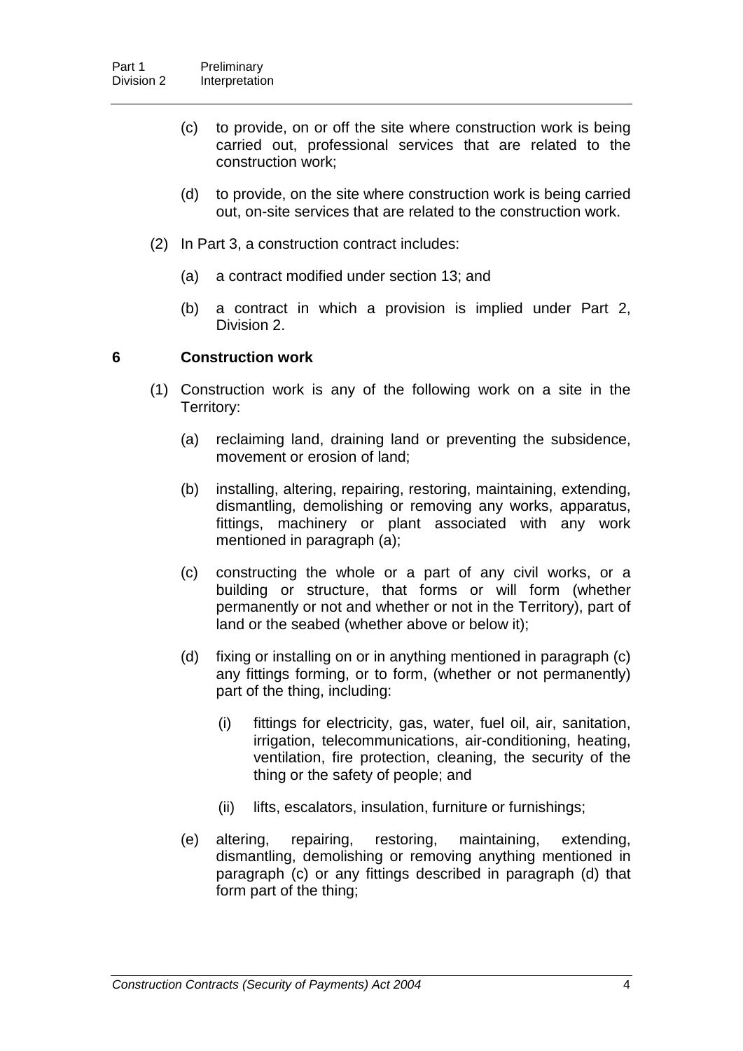(c) to provide, on or off the site where construction work is being carried out, professional services that are related to the construction work;

(d) to provide, on the site where construction work is being carried out, on-site services that are related to the construction work.

(2) In Part 3, a construction contract includes:

(a) a contract modified under section 13; and

(b) a contract in which a provision is implied under Part 2, Division 2.

### 6 Construction work

(1) Construction work is any of the following work on a site in the Territory:

(a) reclaiming land, draining land or preventing the subsidence, movement or erosion of land;

(b) installing, altering, repairing, restoring, maintaining, extending, dismantling, demolishing or removing any works, apparatus, fittings, machinery or plant associated with any work mentioned in paragraph (a);

(c) constructing the whole or a part of any civil works, or a building or structure, that forms or will form (whether permanently or not and whether or not in the Territory), part of land or the seabed (whether above or below it);

(d) fixing or installing on or in anything mentioned in paragraph (c) any fittings forming, or to form, (whether or not permanently) part of the thing, including:

(i) fittings for electricity, gas, water, fuel oil, air, sanitation, irrigation, telecommunications, air-conditioning, heating, ventilation, fire protection, cleaning, the security of the thing or the safety of people; and

(ii) lifts, escalators, insulation, furniture or furnishings;

(e) altering, repairing, restoring, maintaining, extending, dismantling, demolishing or removing anything mentioned in paragraph (c) or any fittings described in paragraph (d) that form part of the thing;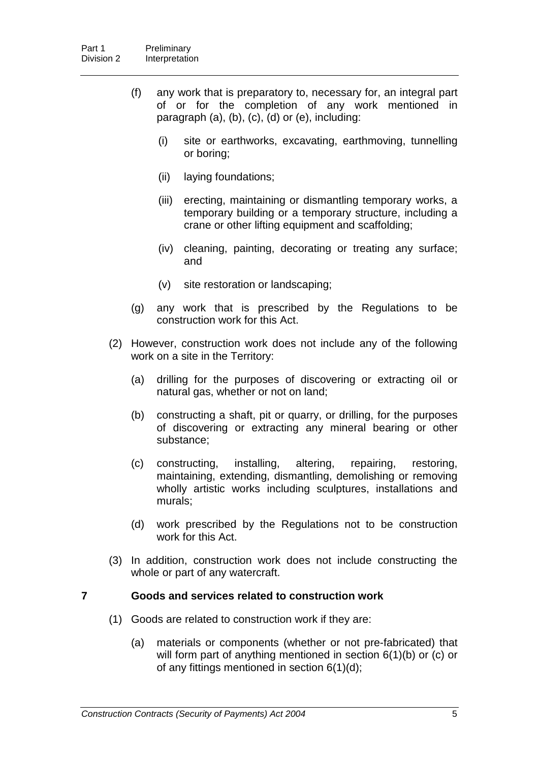(f) any work that is preparatory to, necessary for, an integral part of or for the completion of any work mentioned in paragraph (a), (b), (c), (d) or (e), including:

  (i) site or earthworks, excavating, earthmoving, tunnelling or boring;

  (ii) laying foundations;

  (iii) erecting, maintaining or dismantling temporary works, a temporary building or a temporary structure, including a crane or other lifting equipment and scaffolding;

  (iv) cleaning, painting, decorating or treating any surface; and

  (v) site restoration or landscaping;

(g) any work that is prescribed by the Regulations to be construction work for this Act.

(2) However, construction work does not include any of the following work on a site in the Territory:

  (a) drilling for the purposes of discovering or extracting oil or natural gas, whether or not on land;

  (b) constructing a shaft, pit or quarry, or drilling, for the purposes of discovering or extracting any mineral bearing or other substance;

  (c) constructing, installing, altering, repairing, restoring, maintaining, extending, dismantling, demolishing or removing wholly artistic works including sculptures, installations and murals;

  (d) work prescribed by the Regulations not to be construction work for this Act.

(3) In addition, construction work does not include constructing the whole or part of any watercraft.

## 7 Goods and services related to construction work

(1) Goods are related to construction work if they are:

  (a) materials or components (whether or not pre-fabricated) that will form part of anything mentioned in section 6(1)(b) or (c) or of any fittings mentioned in section 6(1)(d);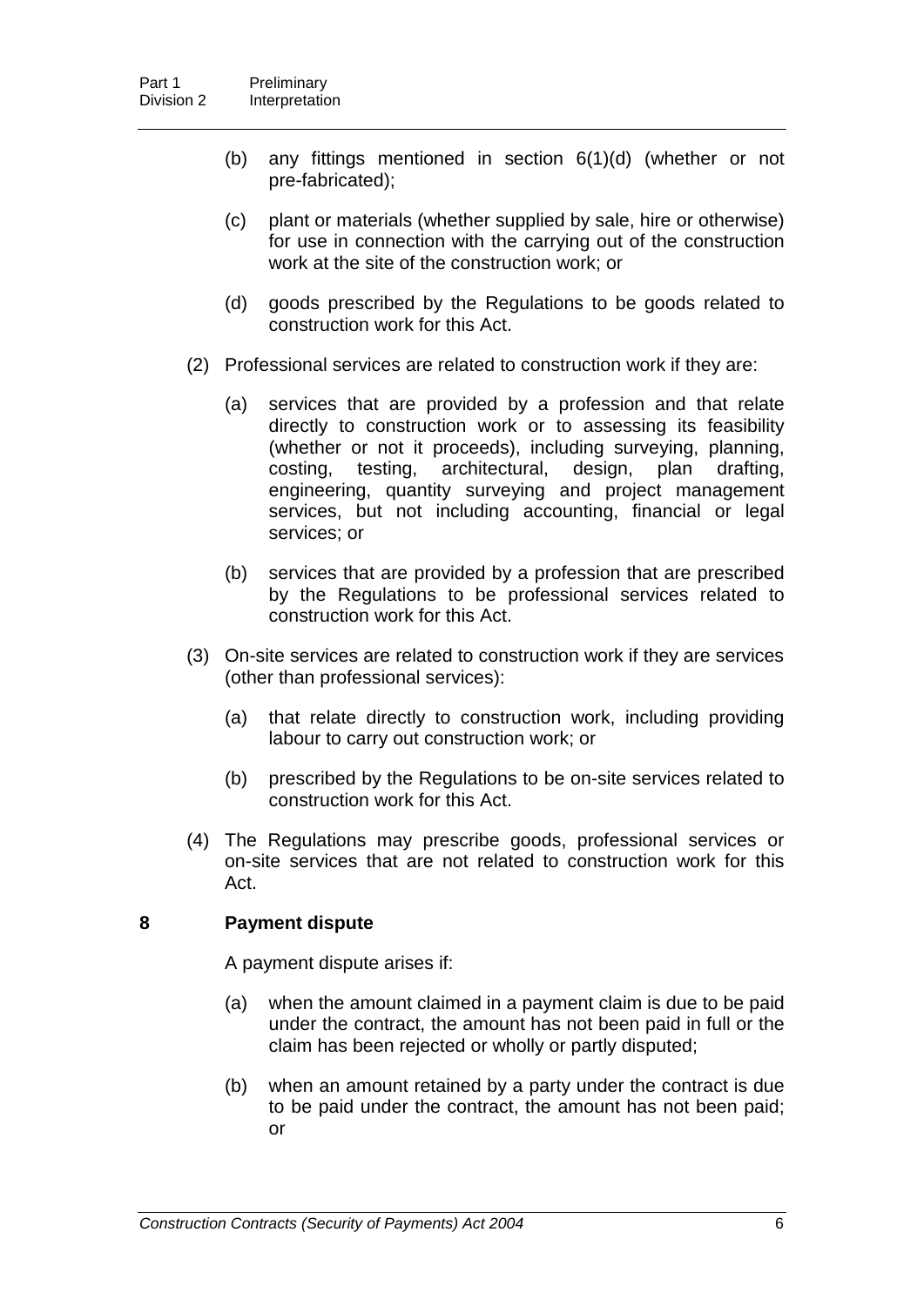(b) any fittings mentioned in section 6(1)(d) (whether or not pre-fabricated);

(c) plant or materials (whether supplied by sale, hire or otherwise) for use in connection with the carrying out of the construction work at the site of the construction work; or

(d) goods prescribed by the Regulations to be goods related to construction work for this Act.

(2) Professional services are related to construction work if they are:

(a) services that are provided by a profession and that relate directly to construction work or to assessing its feasibility (whether or not it proceeds), including surveying, planning, costing, testing, architectural, design, plan drafting, engineering, quantity surveying and project management services, but not including accounting, financial or legal services; or

(b) services that are provided by a profession that are prescribed by the Regulations to be professional services related to construction work for this Act.

(3) On-site services are related to construction work if they are services (other than professional services):

(a) that relate directly to construction work, including providing labour to carry out construction work; or

(b) prescribed by the Regulations to be on-site services related to construction work for this Act.

(4) The Regulations may prescribe goods, professional services or on-site services that are not related to construction work for this Act.

**8 Payment dispute**

A payment dispute arises if:

(a) when the amount claimed in a payment claim is due to be paid under the contract, the amount has not been paid in full or the claim has been rejected or wholly or partly disputed;

(b) when an amount retained by a party under the contract is due to be paid under the contract, the amount has not been paid; or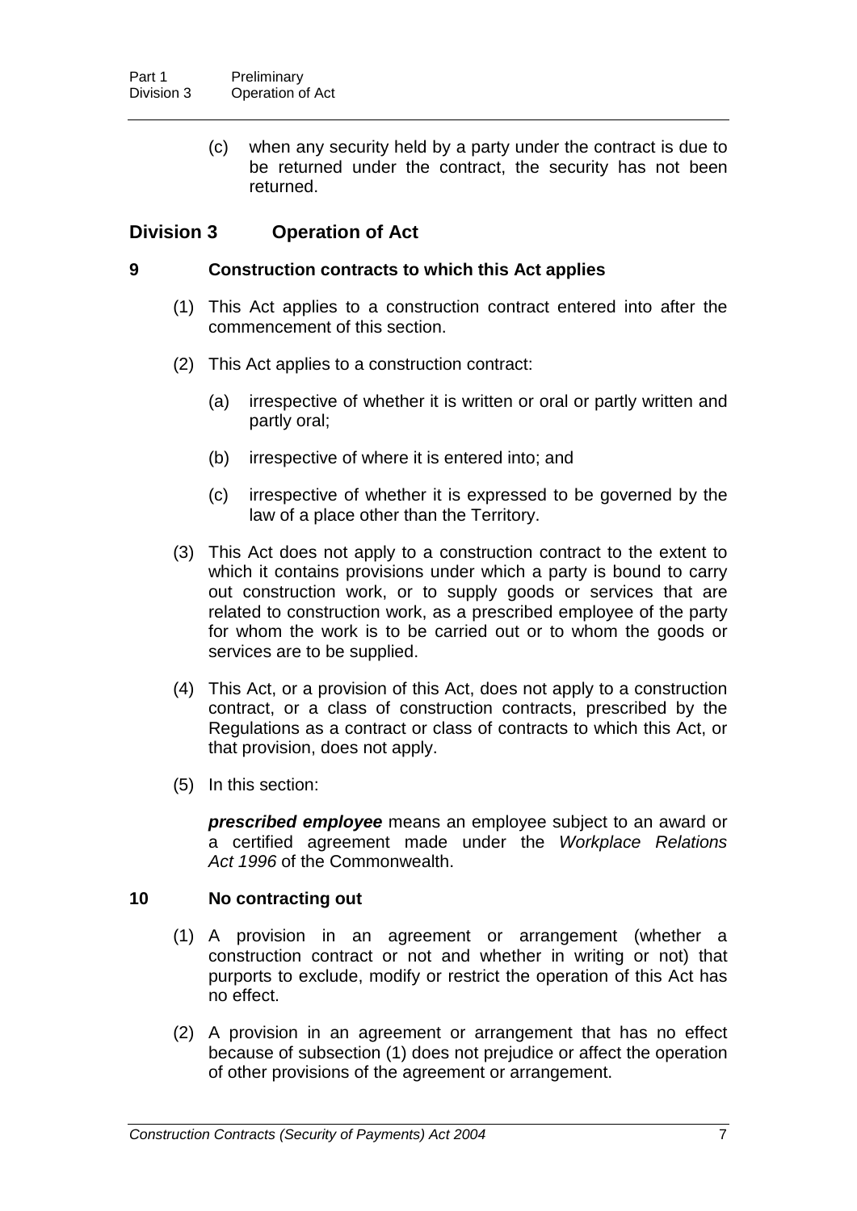(c) when any security held by a party under the contract is due to be returned under the contract, the security has not been returned.

## Division 3 Operation of Act

### 9 Construction contracts to which this Act applies

(1) This Act applies to a construction contract entered into after the commencement of this section.

(2) This Act applies to a construction contract:

(a) irrespective of whether it is written or oral or partly written and partly oral;

(b) irrespective of where it is entered into; and

(c) irrespective of whether it is expressed to be governed by the law of a place other than the Territory.

(3) This Act does not apply to a construction contract to the extent to which it contains provisions under which a party is bound to carry out construction work, or to supply goods or services that are related to construction work, as a prescribed employee of the party for whom the work is to be carried out or to whom the goods or services are to be supplied.

(4) This Act, or a provision of this Act, does not apply to a construction contract, or a class of construction contracts, prescribed by the Regulations as a contract or class of contracts to which this Act, or that provision, does not apply.

(5) In this section:

***prescribed employee*** means an employee subject to an award or a certified agreement made under the *Workplace Relations Act 1996* of the Commonwealth.

### 10 No contracting out

(1) A provision in an agreement or arrangement (whether a construction contract or not and whether in writing or not) that purports to exclude, modify or restrict the operation of this Act has no effect.

(2) A provision in an agreement or arrangement that has no effect because of subsection (1) does not prejudice or affect the operation of other provisions of the agreement or arrangement.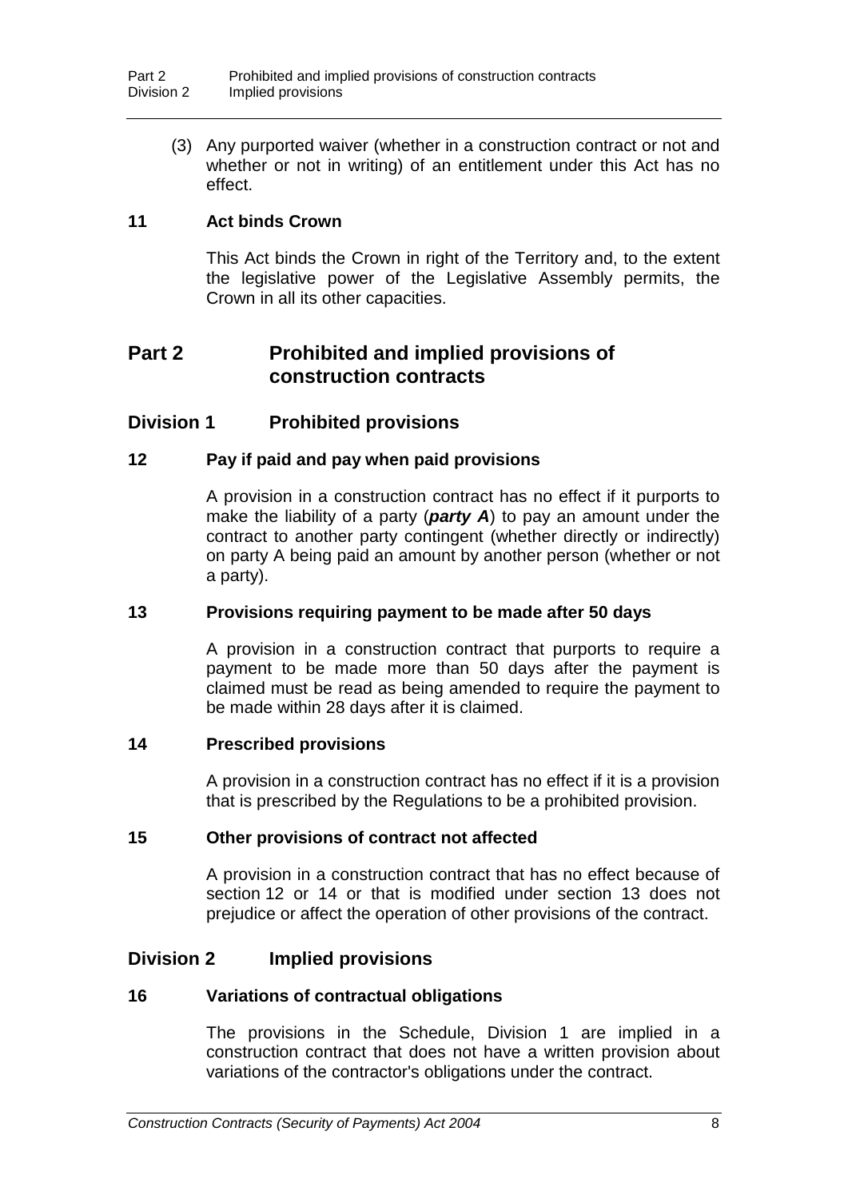(3) Any purported waiver (whether in a construction contract or not and whether or not in writing) of an entitlement under this Act has no effect.

### 11 Act binds Crown

This Act binds the Crown in right of the Territory and, to the extent the legislative power of the Legislative Assembly permits, the Crown in all its other capacities.

# Part 2 Prohibited and implied provisions of construction contracts

## Division 1 Prohibited provisions

### 12 Pay if paid and pay when paid provisions

A provision in a construction contract has no effect if it purports to make the liability of a party (***party A***) to pay an amount under the contract to another party contingent (whether directly or indirectly) on party A being paid an amount by another person (whether or not a party).

### 13 Provisions requiring payment to be made after 50 days

A provision in a construction contract that purports to require a payment to be made more than 50 days after the payment is claimed must be read as being amended to require the payment to be made within 28 days after it is claimed.

### 14 Prescribed provisions

A provision in a construction contract has no effect if it is a provision that is prescribed by the Regulations to be a prohibited provision.

### 15 Other provisions of contract not affected

A provision in a construction contract that has no effect because of section 12 or 14 or that is modified under section 13 does not prejudice or affect the operation of other provisions of the contract.

## Division 2 Implied provisions

### 16 Variations of contractual obligations

The provisions in the Schedule, Division 1 are implied in a construction contract that does not have a written provision about variations of the contractor's obligations under the contract.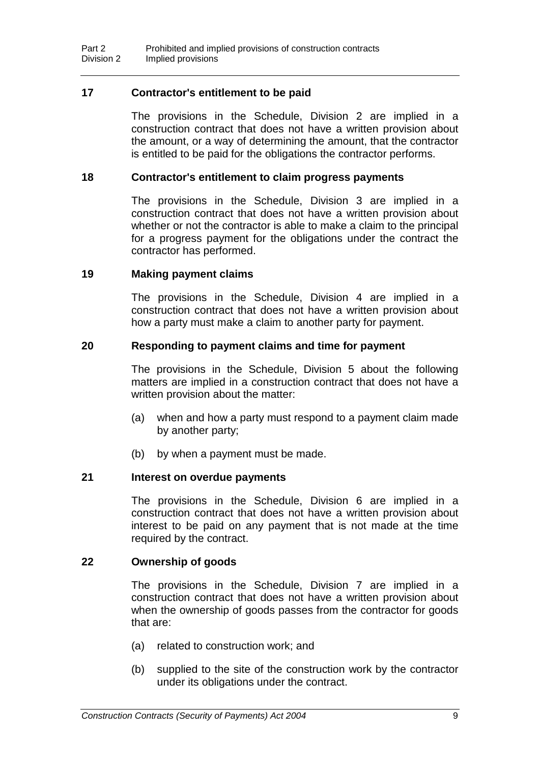### 17 Contractor's entitlement to be paid

The provisions in the Schedule, Division 2 are implied in a construction contract that does not have a written provision about the amount, or a way of determining the amount, that the contractor is entitled to be paid for the obligations the contractor performs.

### 18 Contractor's entitlement to claim progress payments

The provisions in the Schedule, Division 3 are implied in a construction contract that does not have a written provision about whether or not the contractor is able to make a claim to the principal for a progress payment for the obligations under the contract the contractor has performed.

### 19 Making payment claims

The provisions in the Schedule, Division 4 are implied in a construction contract that does not have a written provision about how a party must make a claim to another party for payment.

### 20 Responding to payment claims and time for payment

The provisions in the Schedule, Division 5 about the following matters are implied in a construction contract that does not have a written provision about the matter:

(a) when and how a party must respond to a payment claim made by another party;

(b) by when a payment must be made.

### 21 Interest on overdue payments

The provisions in the Schedule, Division 6 are implied in a construction contract that does not have a written provision about interest to be paid on any payment that is not made at the time required by the contract.

### 22 Ownership of goods

The provisions in the Schedule, Division 7 are implied in a construction contract that does not have a written provision about when the ownership of goods passes from the contractor for goods that are:

(a) related to construction work; and

(b) supplied to the site of the construction work by the contractor under its obligations under the contract.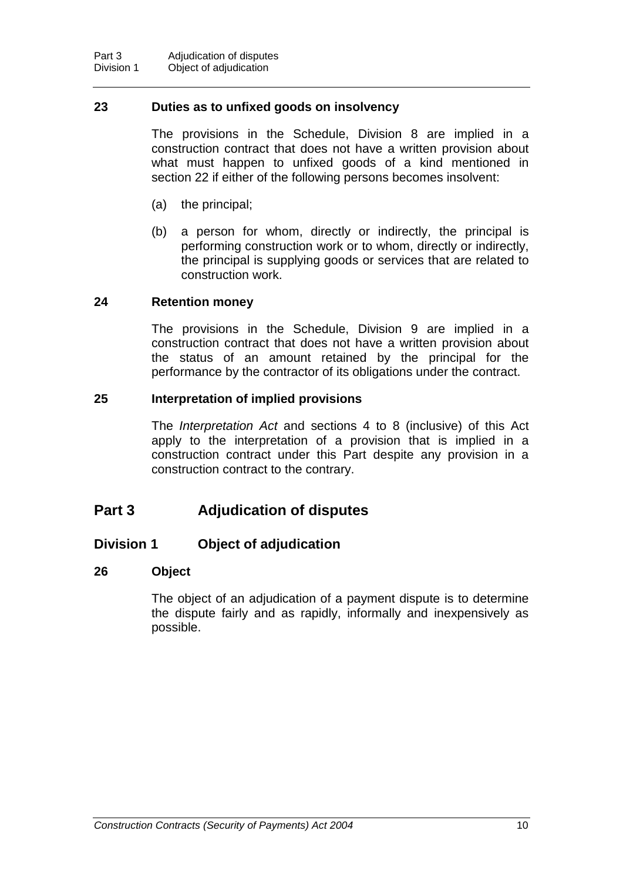### 23 Duties as to unfixed goods on insolvency

The provisions in the Schedule, Division 8 are implied in a construction contract that does not have a written provision about what must happen to unfixed goods of a kind mentioned in section 22 if either of the following persons becomes insolvent:

(a) the principal;

(b) a person for whom, directly or indirectly, the principal is performing construction work or to whom, directly or indirectly, the principal is supplying goods or services that are related to construction work.

### 24 Retention money

The provisions in the Schedule, Division 9 are implied in a construction contract that does not have a written provision about the status of an amount retained by the principal for the performance by the contractor of its obligations under the contract.

### 25 Interpretation of implied provisions

The *Interpretation Act* and sections 4 to 8 (inclusive) of this Act apply to the interpretation of a provision that is implied in a construction contract under this Part despite any provision in a construction contract to the contrary.

# Part 3 Adjudication of disputes

## Division 1 Object of adjudication

### 26 Object

The object of an adjudication of a payment dispute is to determine the dispute fairly and as rapidly, informally and inexpensively as possible.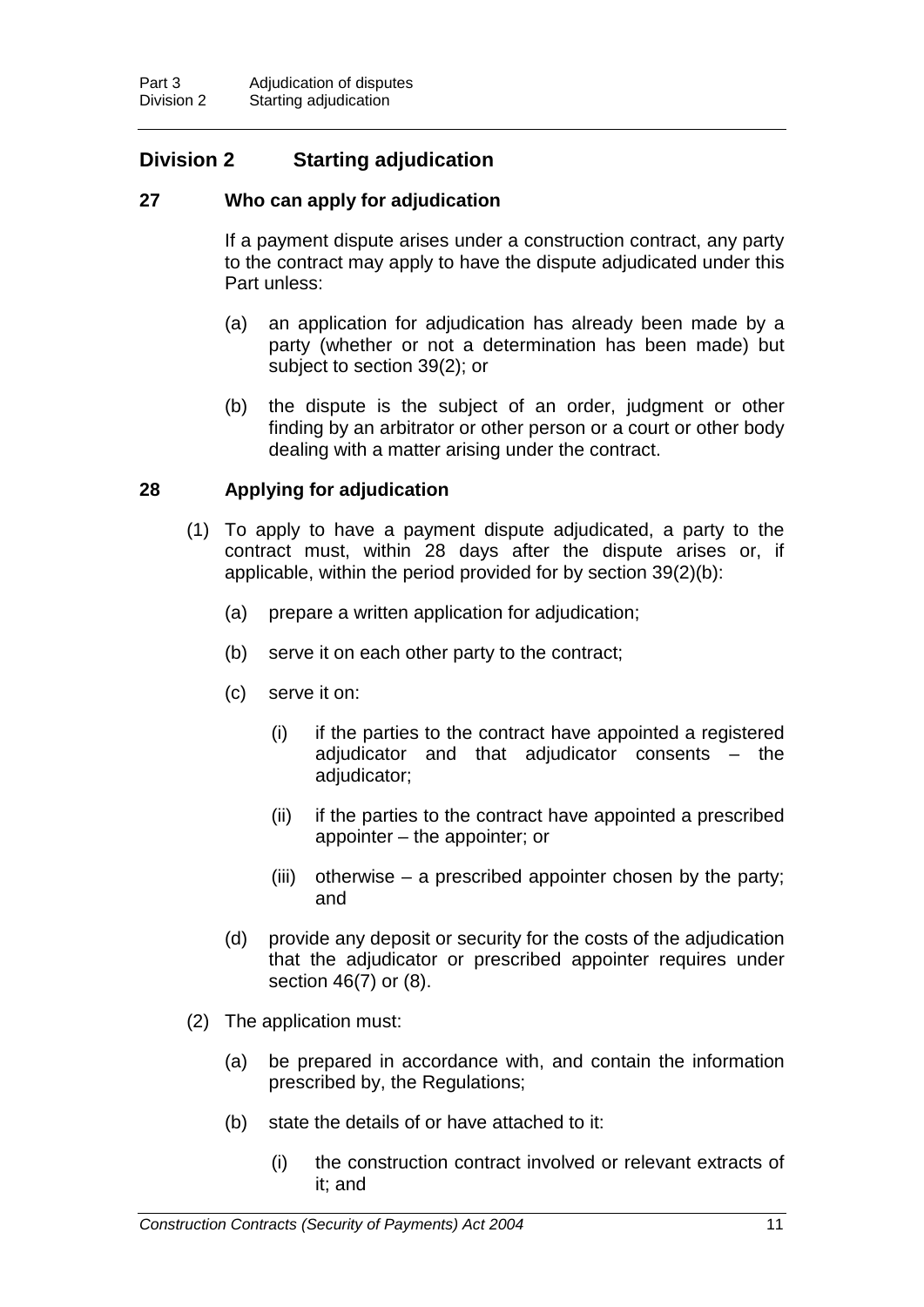## Division 2 Starting adjudication

### 27 Who can apply for adjudication

If a payment dispute arises under a construction contract, any party to the contract may apply to have the dispute adjudicated under this Part unless:

(a) an application for adjudication has already been made by a party (whether or not a determination has been made) but subject to section 39(2); or

(b) the dispute is the subject of an order, judgment or other finding by an arbitrator or other person or a court or other body dealing with a matter arising under the contract.

### 28 Applying for adjudication

(1) To apply to have a payment dispute adjudicated, a party to the contract must, within 28 days after the dispute arises or, if applicable, within the period provided for by section 39(2)(b):

(a) prepare a written application for adjudication;

(b) serve it on each other party to the contract;

(c) serve it on:

(i) if the parties to the contract have appointed a registered adjudicator and that adjudicator consents – the adjudicator;

(ii) if the parties to the contract have appointed a prescribed appointer – the appointer; or

(iii) otherwise – a prescribed appointer chosen by the party; and

(d) provide any deposit or security for the costs of the adjudication that the adjudicator or prescribed appointer requires under section 46(7) or (8).

(2) The application must:

(a) be prepared in accordance with, and contain the information prescribed by, the Regulations;

(b) state the details of or have attached to it:

(i) the construction contract involved or relevant extracts of it; and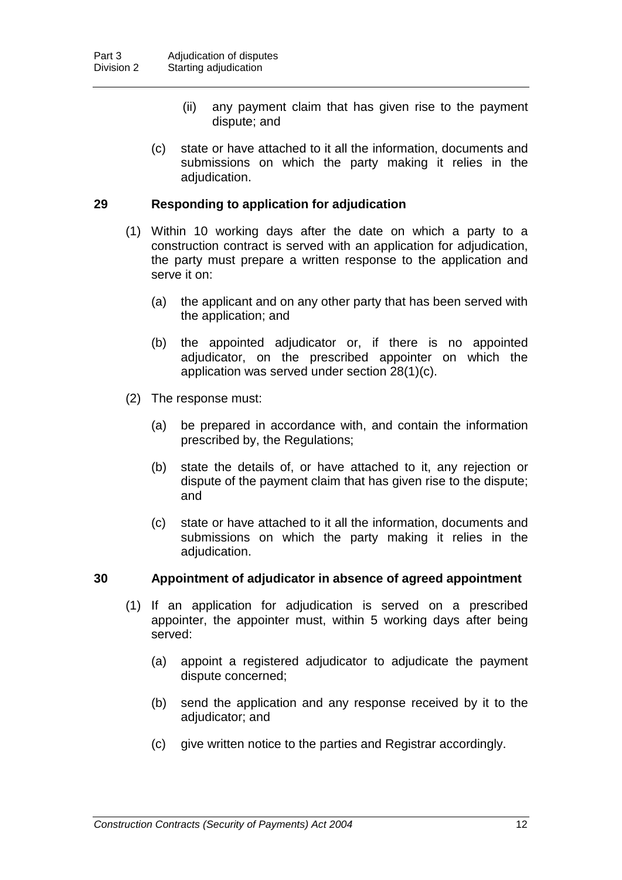(ii) any payment claim that has given rise to the payment dispute; and

(c) state or have attached to it all the information, documents and submissions on which the party making it relies in the adjudication.

## 29 Responding to application for adjudication

(1) Within 10 working days after the date on which a party to a construction contract is served with an application for adjudication, the party must prepare a written response to the application and serve it on:

(a) the applicant and on any other party that has been served with the application; and

(b) the appointed adjudicator or, if there is no appointed adjudicator, on the prescribed appointer on which the application was served under section 28(1)(c).

(2) The response must:

(a) be prepared in accordance with, and contain the information prescribed by, the Regulations;

(b) state the details of, or have attached to it, any rejection or dispute of the payment claim that has given rise to the dispute; and

(c) state or have attached to it all the information, documents and submissions on which the party making it relies in the adjudication.

## 30 Appointment of adjudicator in absence of agreed appointment

(1) If an application for adjudication is served on a prescribed appointer, the appointer must, within 5 working days after being served:

(a) appoint a registered adjudicator to adjudicate the payment dispute concerned;

(b) send the application and any response received by it to the adjudicator; and

(c) give written notice to the parties and Registrar accordingly.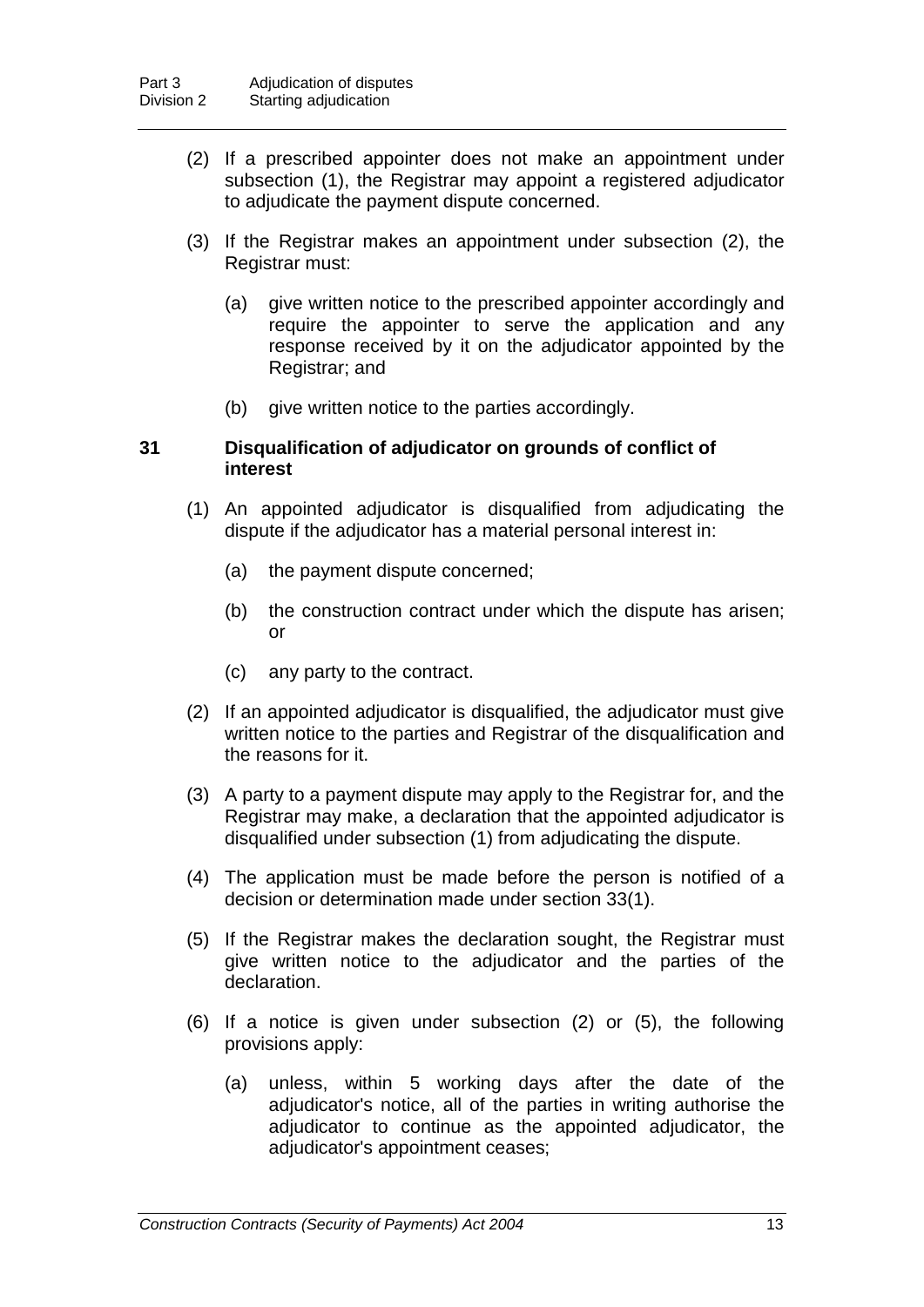(2) If a prescribed appointer does not make an appointment under subsection (1), the Registrar may appoint a registered adjudicator to adjudicate the payment dispute concerned.

(3) If the Registrar makes an appointment under subsection (2), the Registrar must:

(a) give written notice to the prescribed appointer accordingly and require the appointer to serve the application and any response received by it on the adjudicator appointed by the Registrar; and

(b) give written notice to the parties accordingly.

### 31 Disqualification of adjudicator on grounds of conflict of interest

(1) An appointed adjudicator is disqualified from adjudicating the dispute if the adjudicator has a material personal interest in:

(a) the payment dispute concerned;

(b) the construction contract under which the dispute has arisen; or

(c) any party to the contract.

(2) If an appointed adjudicator is disqualified, the adjudicator must give written notice to the parties and Registrar of the disqualification and the reasons for it.

(3) A party to a payment dispute may apply to the Registrar for, and the Registrar may make, a declaration that the appointed adjudicator is disqualified under subsection (1) from adjudicating the dispute.

(4) The application must be made before the person is notified of a decision or determination made under section 33(1).

(5) If the Registrar makes the declaration sought, the Registrar must give written notice to the adjudicator and the parties of the declaration.

(6) If a notice is given under subsection (2) or (5), the following provisions apply:

(a) unless, within 5 working days after the date of the adjudicator's notice, all of the parties in writing authorise the adjudicator to continue as the appointed adjudicator, the adjudicator's appointment ceases;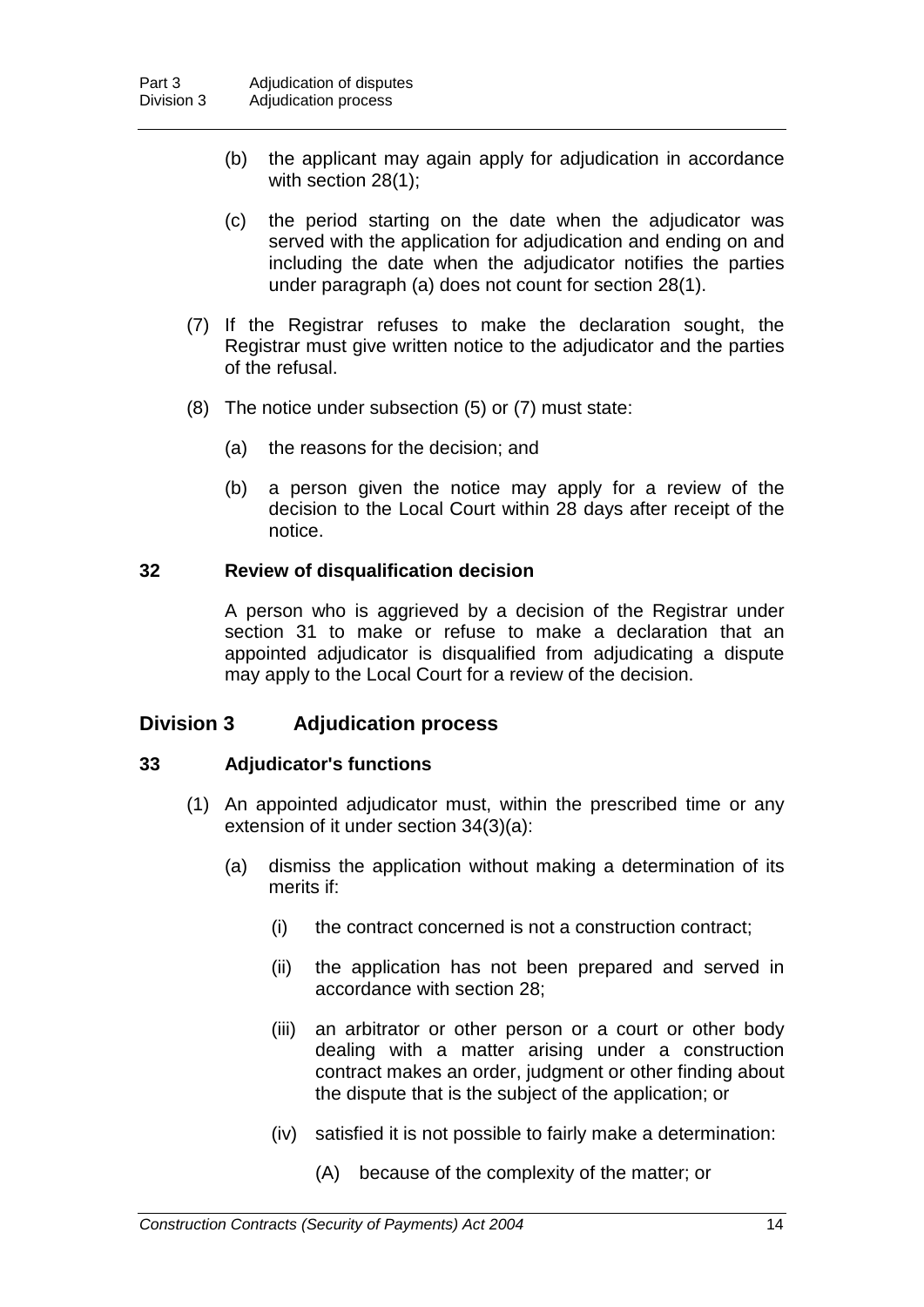(b) the applicant may again apply for adjudication in accordance with section 28(1);

(c) the period starting on the date when the adjudicator was served with the application for adjudication and ending on and including the date when the adjudicator notifies the parties under paragraph (a) does not count for section 28(1).

(7) If the Registrar refuses to make the declaration sought, the Registrar must give written notice to the adjudicator and the parties of the refusal.

(8) The notice under subsection (5) or (7) must state:

(a) the reasons for the decision; and

(b) a person given the notice may apply for a review of the decision to the Local Court within 28 days after receipt of the notice.

### 32 Review of disqualification decision

A person who is aggrieved by a decision of the Registrar under section 31 to make or refuse to make a declaration that an appointed adjudicator is disqualified from adjudicating a dispute may apply to the Local Court for a review of the decision.

## Division 3 Adjudication process

### 33 Adjudicator's functions

(1) An appointed adjudicator must, within the prescribed time or any extension of it under section 34(3)(a):

(a) dismiss the application without making a determination of its merits if:

(i) the contract concerned is not a construction contract;

(ii) the application has not been prepared and served in accordance with section 28;

(iii) an arbitrator or other person or a court or other body dealing with a matter arising under a construction contract makes an order, judgment or other finding about the dispute that is the subject of the application; or

(iv) satisfied it is not possible to fairly make a determination:

(A) because of the complexity of the matter; or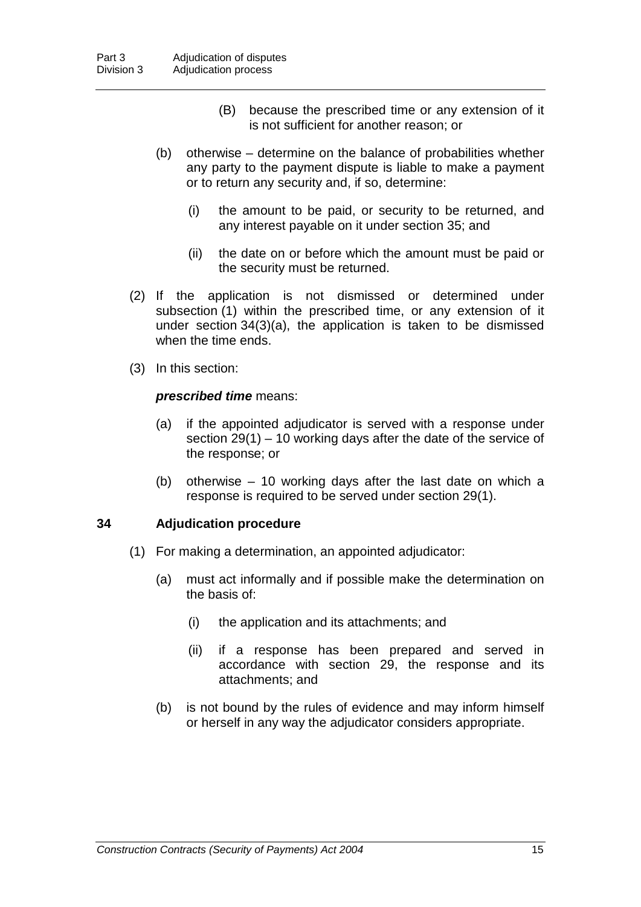(B) because the prescribed time or any extension of it is not sufficient for another reason; or

(b) otherwise – determine on the balance of probabilities whether any party to the payment dispute is liable to make a payment or to return any security and, if so, determine:

(i) the amount to be paid, or security to be returned, and any interest payable on it under section 35; and

(ii) the date on or before which the amount must be paid or the security must be returned.

(2) If the application is not dismissed or determined under subsection (1) within the prescribed time, or any extension of it under section 34(3)(a), the application is taken to be dismissed when the time ends.

(3) In this section:

***prescribed time*** means:

(a) if the appointed adjudicator is served with a response under section 29(1) – 10 working days after the date of the service of the response; or

(b) otherwise – 10 working days after the last date on which a response is required to be served under section 29(1).

### 34 Adjudication procedure

(1) For making a determination, an appointed adjudicator:

(a) must act informally and if possible make the determination on the basis of:

(i) the application and its attachments; and

(ii) if a response has been prepared and served in accordance with section 29, the response and its attachments; and

(b) is not bound by the rules of evidence and may inform himself or herself in any way the adjudicator considers appropriate.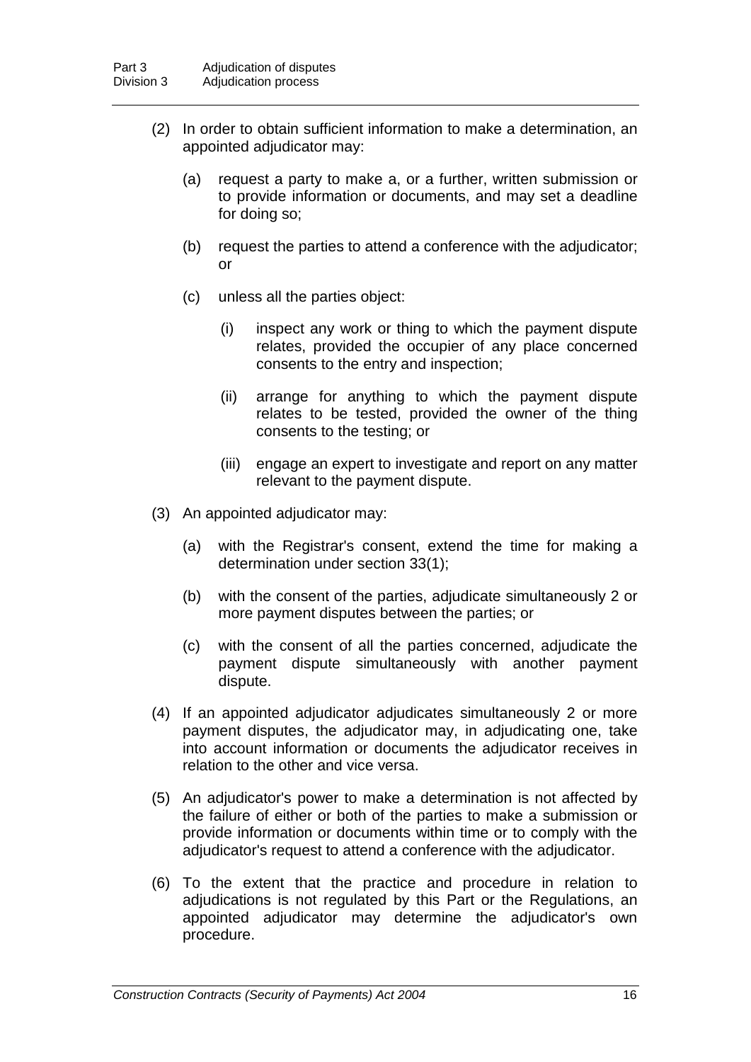(2) In order to obtain sufficient information to make a determination, an appointed adjudicator may:

  (a) request a party to make a, or a further, written submission or to provide information or documents, and may set a deadline for doing so;

  (b) request the parties to attend a conference with the adjudicator; or

  (c) unless all the parties object:

    (i) inspect any work or thing to which the payment dispute relates, provided the occupier of any place concerned consents to the entry and inspection;

    (ii) arrange for anything to which the payment dispute relates to be tested, provided the owner of the thing consents to the testing; or

    (iii) engage an expert to investigate and report on any matter relevant to the payment dispute.

(3) An appointed adjudicator may:

  (a) with the Registrar's consent, extend the time for making a determination under section 33(1);

  (b) with the consent of the parties, adjudicate simultaneously 2 or more payment disputes between the parties; or

  (c) with the consent of all the parties concerned, adjudicate the payment dispute simultaneously with another payment dispute.

(4) If an appointed adjudicator adjudicates simultaneously 2 or more payment disputes, the adjudicator may, in adjudicating one, take into account information or documents the adjudicator receives in relation to the other and vice versa.

(5) An adjudicator's power to make a determination is not affected by the failure of either or both of the parties to make a submission or provide information or documents within time or to comply with the adjudicator's request to attend a conference with the adjudicator.

(6) To the extent that the practice and procedure in relation to adjudications is not regulated by this Part or the Regulations, an appointed adjudicator may determine the adjudicator's own procedure.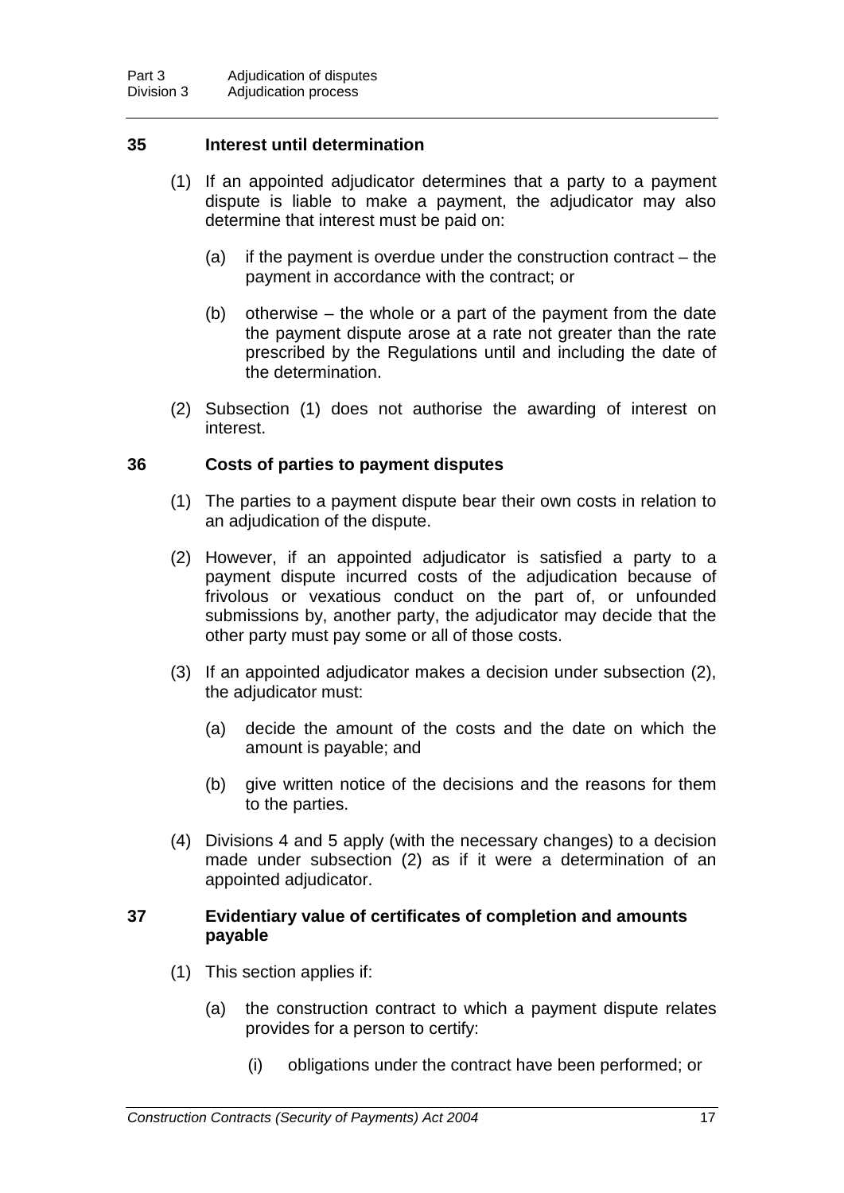### 35 Interest until determination

(1) If an appointed adjudicator determines that a party to a payment dispute is liable to make a payment, the adjudicator may also determine that interest must be paid on:

(a) if the payment is overdue under the construction contract – the payment in accordance with the contract; or

(b) otherwise – the whole or a part of the payment from the date the payment dispute arose at a rate not greater than the rate prescribed by the Regulations until and including the date of the determination.

(2) Subsection (1) does not authorise the awarding of interest on interest.

### 36 Costs of parties to payment disputes

(1) The parties to a payment dispute bear their own costs in relation to an adjudication of the dispute.

(2) However, if an appointed adjudicator is satisfied a party to a payment dispute incurred costs of the adjudication because of frivolous or vexatious conduct on the part of, or unfounded submissions by, another party, the adjudicator may decide that the other party must pay some or all of those costs.

(3) If an appointed adjudicator makes a decision under subsection (2), the adjudicator must:

(a) decide the amount of the costs and the date on which the amount is payable; and

(b) give written notice of the decisions and the reasons for them to the parties.

(4) Divisions 4 and 5 apply (with the necessary changes) to a decision made under subsection (2) as if it were a determination of an appointed adjudicator.

### 37 Evidentiary value of certificates of completion and amounts payable

(1) This section applies if:

(a) the construction contract to which a payment dispute relates provides for a person to certify:

(i) obligations under the contract have been performed; or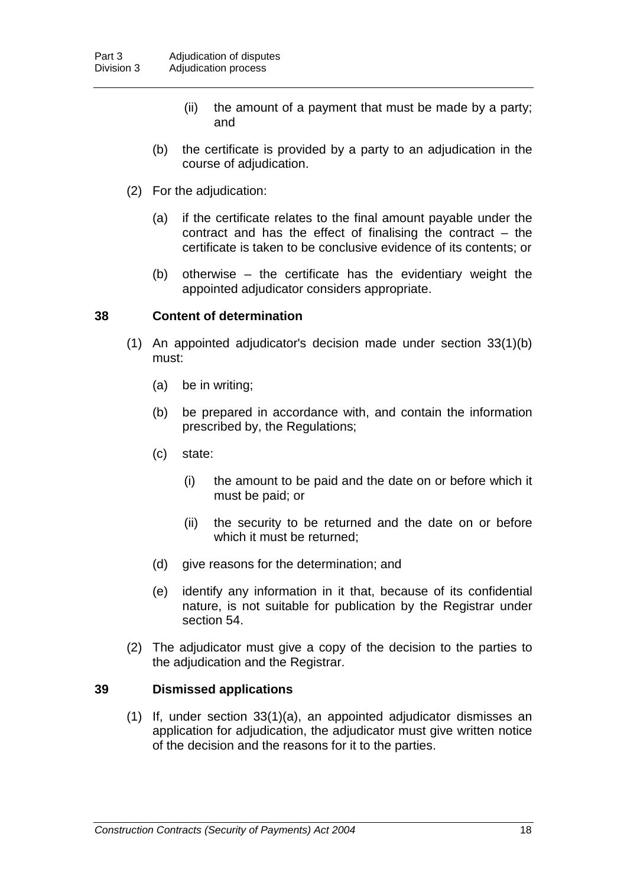(ii) the amount of a payment that must be made by a party; and

(b) the certificate is provided by a party to an adjudication in the course of adjudication.

(2) For the adjudication:

(a) if the certificate relates to the final amount payable under the contract and has the effect of finalising the contract – the certificate is taken to be conclusive evidence of its contents; or

(b) otherwise – the certificate has the evidentiary weight the appointed adjudicator considers appropriate.

### 38 Content of determination

(1) An appointed adjudicator's decision made under section 33(1)(b) must:

(a) be in writing;

(b) be prepared in accordance with, and contain the information prescribed by, the Regulations;

(c) state:

(i) the amount to be paid and the date on or before which it must be paid; or

(ii) the security to be returned and the date on or before which it must be returned;

(d) give reasons for the determination; and

(e) identify any information in it that, because of its confidential nature, is not suitable for publication by the Registrar under section 54.

(2) The adjudicator must give a copy of the decision to the parties to the adjudication and the Registrar.

### 39 Dismissed applications

(1) If, under section 33(1)(a), an appointed adjudicator dismisses an application for adjudication, the adjudicator must give written notice of the decision and the reasons for it to the parties.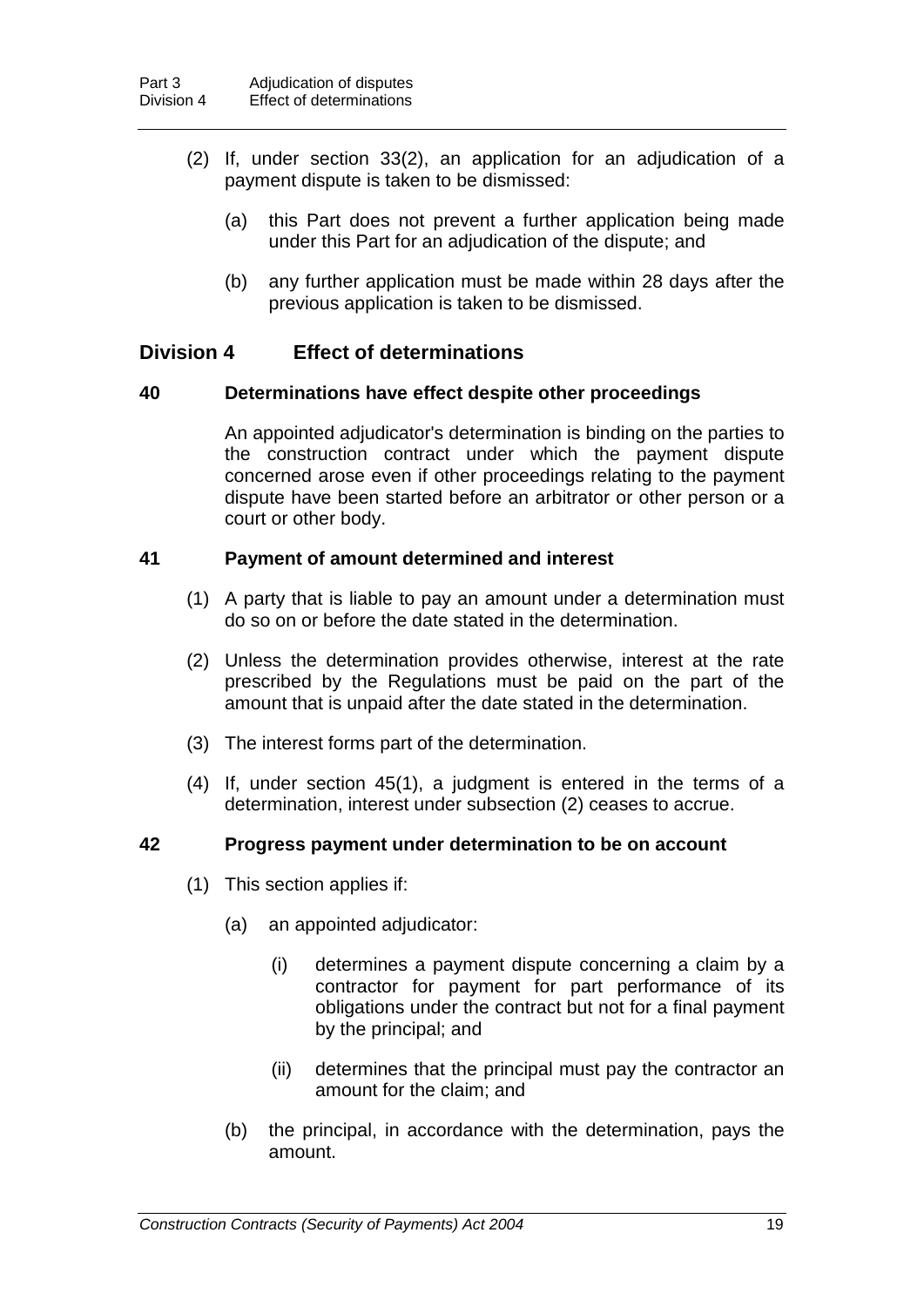(2) If, under section 33(2), an application for an adjudication of a payment dispute is taken to be dismissed:

(a) this Part does not prevent a further application being made under this Part for an adjudication of the dispute; and

(b) any further application must be made within 28 days after the previous application is taken to be dismissed.

## Division 4 Effect of determinations

### 40 Determinations have effect despite other proceedings

An appointed adjudicator's determination is binding on the parties to the construction contract under which the payment dispute concerned arose even if other proceedings relating to the payment dispute have been started before an arbitrator or other person or a court or other body.

### 41 Payment of amount determined and interest

(1) A party that is liable to pay an amount under a determination must do so on or before the date stated in the determination.

(2) Unless the determination provides otherwise, interest at the rate prescribed by the Regulations must be paid on the part of the amount that is unpaid after the date stated in the determination.

(3) The interest forms part of the determination.

(4) If, under section 45(1), a judgment is entered in the terms of a determination, interest under subsection (2) ceases to accrue.

### 42 Progress payment under determination to be on account

(1) This section applies if:

(a) an appointed adjudicator:

(i) determines a payment dispute concerning a claim by a contractor for payment for part performance of its obligations under the contract but not for a final payment by the principal; and

(ii) determines that the principal must pay the contractor an amount for the claim; and

(b) the principal, in accordance with the determination, pays the amount.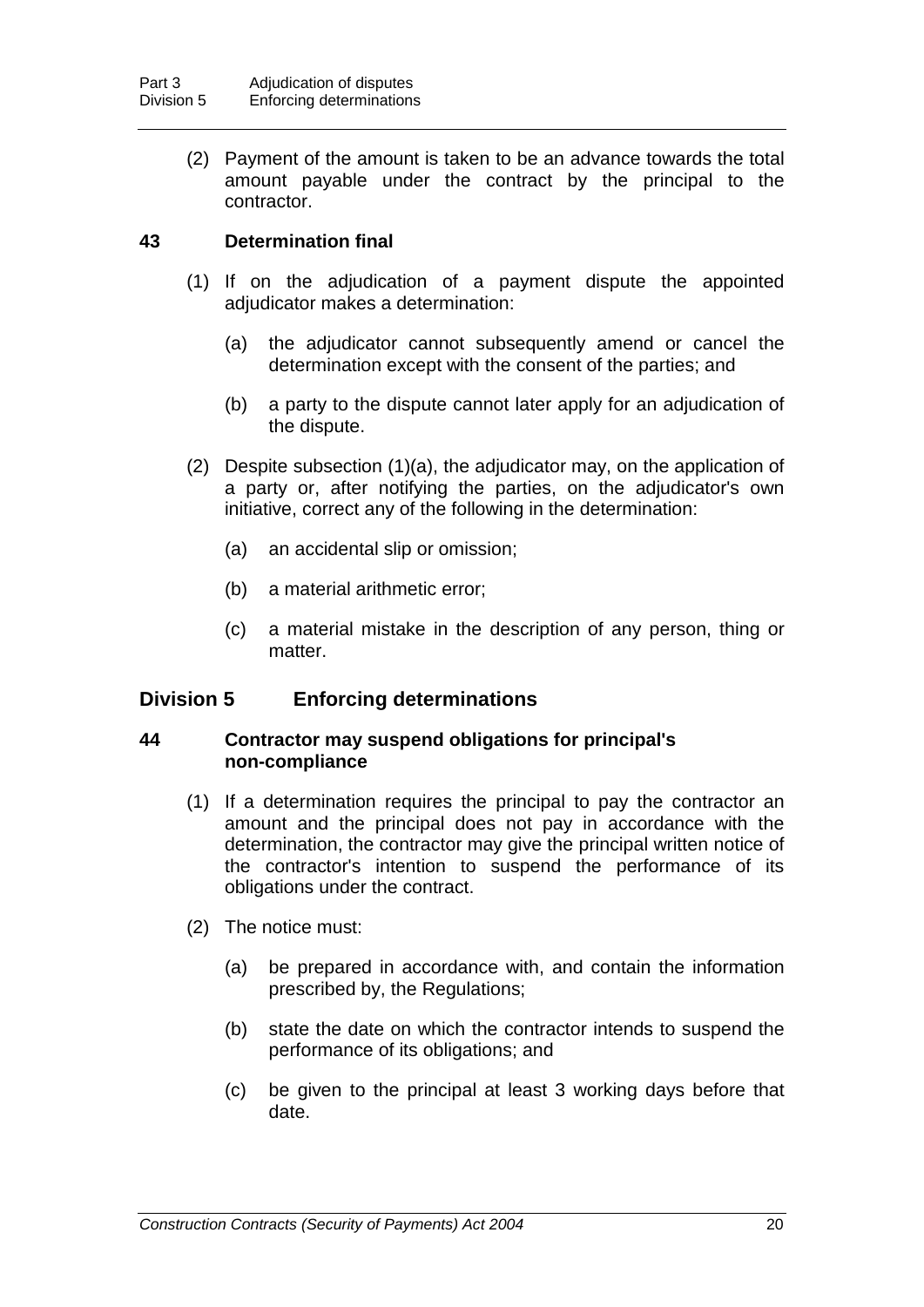(2) Payment of the amount is taken to be an advance towards the total amount payable under the contract by the principal to the contractor.

### 43 Determination final

(1) If on the adjudication of a payment dispute the appointed adjudicator makes a determination:

(a) the adjudicator cannot subsequently amend or cancel the determination except with the consent of the parties; and

(b) a party to the dispute cannot later apply for an adjudication of the dispute.

(2) Despite subsection (1)(a), the adjudicator may, on the application of a party or, after notifying the parties, on the adjudicator's own initiative, correct any of the following in the determination:

(a) an accidental slip or omission;

(b) a material arithmetic error;

(c) a material mistake in the description of any person, thing or matter.

## Division 5 Enforcing determinations

### 44 Contractor may suspend obligations for principal's non-compliance

(1) If a determination requires the principal to pay the contractor an amount and the principal does not pay in accordance with the determination, the contractor may give the principal written notice of the contractor's intention to suspend the performance of its obligations under the contract.

(2) The notice must:

(a) be prepared in accordance with, and contain the information prescribed by, the Regulations;

(b) state the date on which the contractor intends to suspend the performance of its obligations; and

(c) be given to the principal at least 3 working days before that date.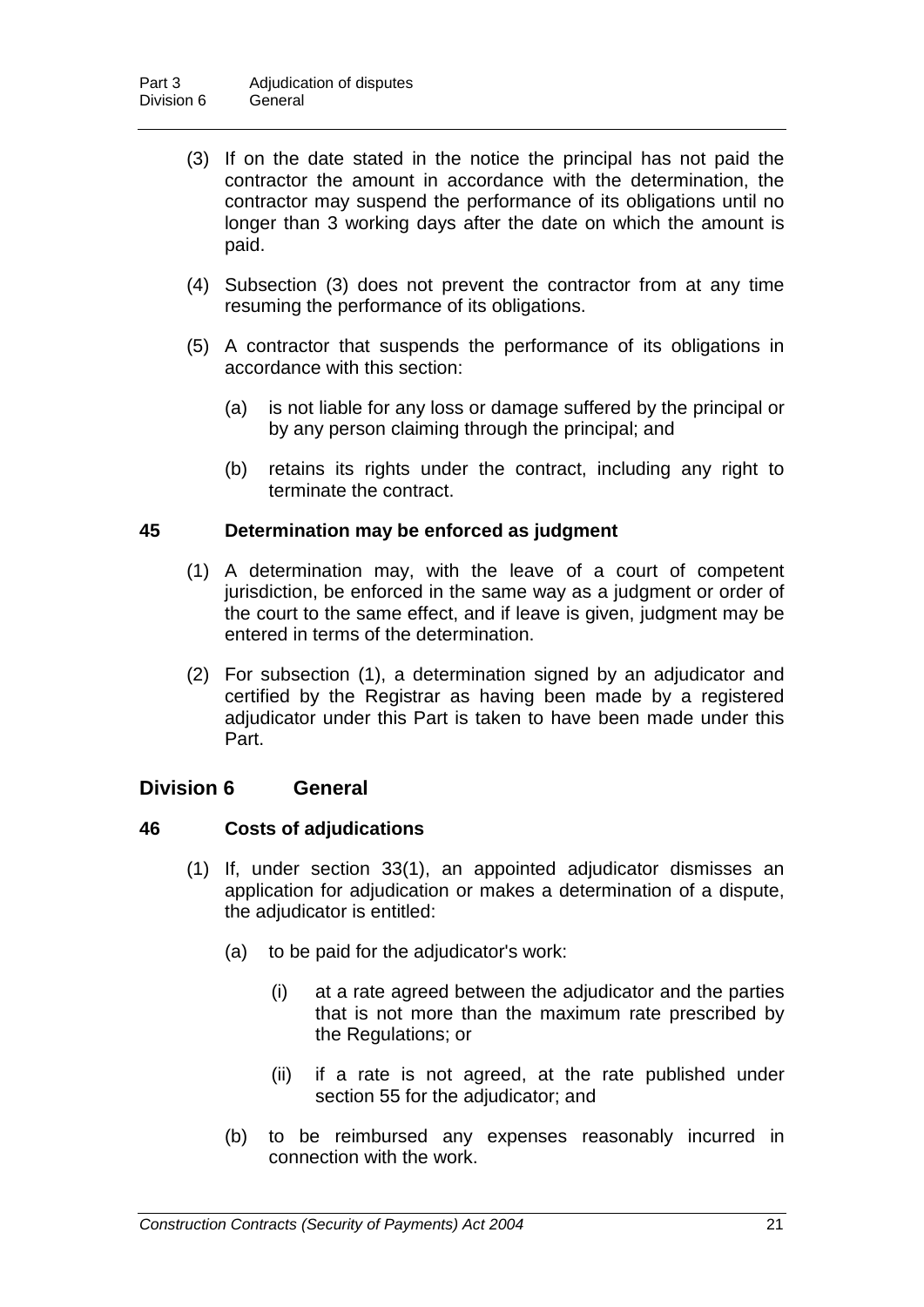(3) If on the date stated in the notice the principal has not paid the contractor the amount in accordance with the determination, the contractor may suspend the performance of its obligations until no longer than 3 working days after the date on which the amount is paid.

(4) Subsection (3) does not prevent the contractor from at any time resuming the performance of its obligations.

(5) A contractor that suspends the performance of its obligations in accordance with this section:

(a) is not liable for any loss or damage suffered by the principal or by any person claiming through the principal; and

(b) retains its rights under the contract, including any right to terminate the contract.

### 45 Determination may be enforced as judgment

(1) A determination may, with the leave of a court of competent jurisdiction, be enforced in the same way as a judgment or order of the court to the same effect, and if leave is given, judgment may be entered in terms of the determination.

(2) For subsection (1), a determination signed by an adjudicator and certified by the Registrar as having been made by a registered adjudicator under this Part is taken to have been made under this Part.

## Division 6 General

### 46 Costs of adjudications

(1) If, under section 33(1), an appointed adjudicator dismisses an application for adjudication or makes a determination of a dispute, the adjudicator is entitled:

(a) to be paid for the adjudicator's work:

(i) at a rate agreed between the adjudicator and the parties that is not more than the maximum rate prescribed by the Regulations; or

(ii) if a rate is not agreed, at the rate published under section 55 for the adjudicator; and

(b) to be reimbursed any expenses reasonably incurred in connection with the work.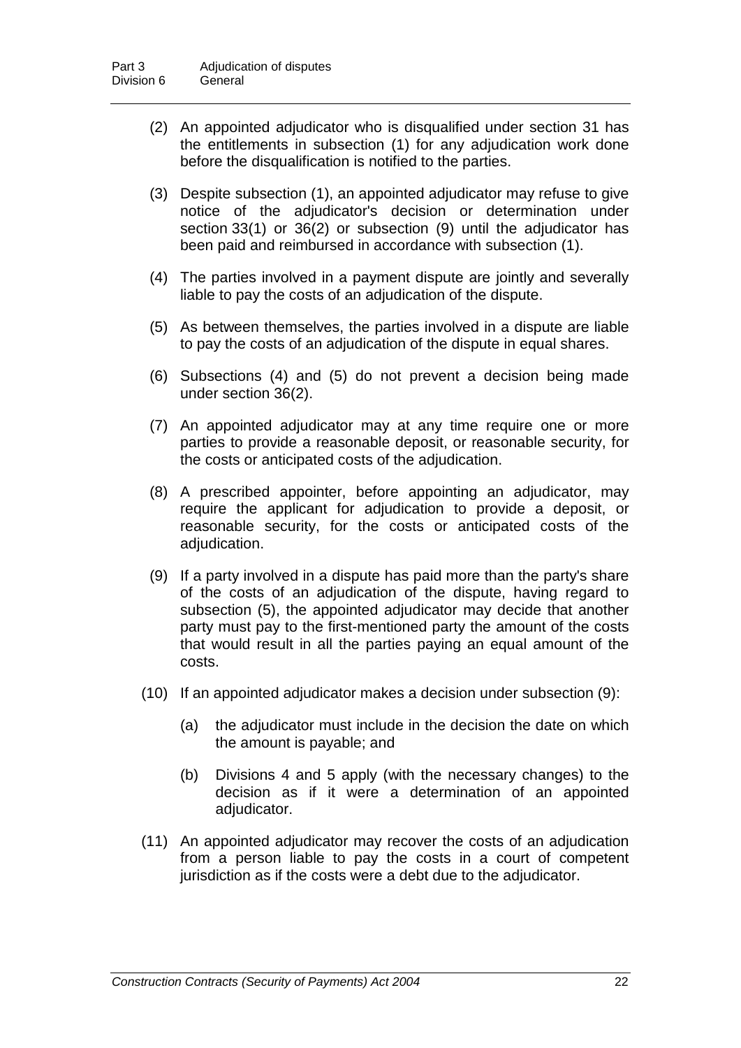(2) An appointed adjudicator who is disqualified under section 31 has the entitlements in subsection (1) for any adjudication work done before the disqualification is notified to the parties.

(3) Despite subsection (1), an appointed adjudicator may refuse to give notice of the adjudicator's decision or determination under section 33(1) or 36(2) or subsection (9) until the adjudicator has been paid and reimbursed in accordance with subsection (1).

(4) The parties involved in a payment dispute are jointly and severally liable to pay the costs of an adjudication of the dispute.

(5) As between themselves, the parties involved in a dispute are liable to pay the costs of an adjudication of the dispute in equal shares.

(6) Subsections (4) and (5) do not prevent a decision being made under section 36(2).

(7) An appointed adjudicator may at any time require one or more parties to provide a reasonable deposit, or reasonable security, for the costs or anticipated costs of the adjudication.

(8) A prescribed appointer, before appointing an adjudicator, may require the applicant for adjudication to provide a deposit, or reasonable security, for the costs or anticipated costs of the adjudication.

(9) If a party involved in a dispute has paid more than the party's share of the costs of an adjudication of the dispute, having regard to subsection (5), the appointed adjudicator may decide that another party must pay to the first-mentioned party the amount of the costs that would result in all the parties paying an equal amount of the costs.

(10) If an appointed adjudicator makes a decision under subsection (9):

   (a) the adjudicator must include in the decision the date on which the amount is payable; and

   (b) Divisions 4 and 5 apply (with the necessary changes) to the decision as if it were a determination of an appointed adjudicator.

(11) An appointed adjudicator may recover the costs of an adjudication from a person liable to pay the costs in a court of competent jurisdiction as if the costs were a debt due to the adjudicator.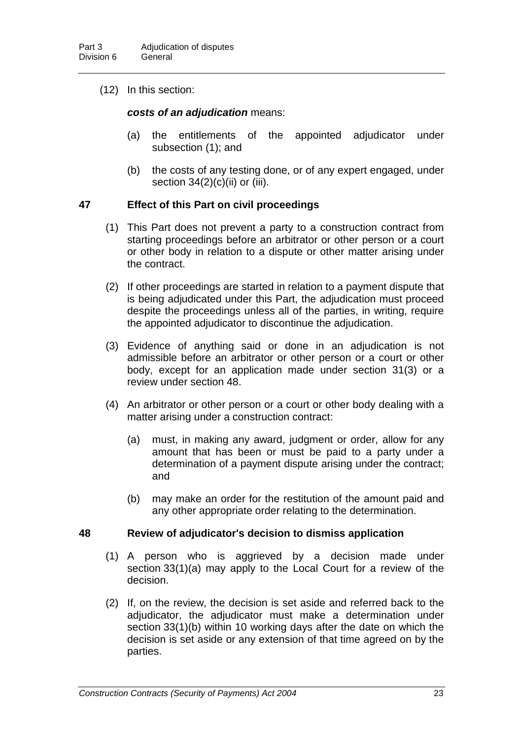(12) In this section:

***costs of an adjudication*** means:

(a) the entitlements of the appointed adjudicator under subsection (1); and

(b) the costs of any testing done, or of any expert engaged, under section 34(2)(c)(ii) or (iii).

### 47 Effect of this Part on civil proceedings

(1) This Part does not prevent a party to a construction contract from starting proceedings before an arbitrator or other person or a court or other body in relation to a dispute or other matter arising under the contract.

(2) If other proceedings are started in relation to a payment dispute that is being adjudicated under this Part, the adjudication must proceed despite the proceedings unless all of the parties, in writing, require the appointed adjudicator to discontinue the adjudication.

(3) Evidence of anything said or done in an adjudication is not admissible before an arbitrator or other person or a court or other body, except for an application made under section 31(3) or a review under section 48.

(4) An arbitrator or other person or a court or other body dealing with a matter arising under a construction contract:

(a) must, in making any award, judgment or order, allow for any amount that has been or must be paid to a party under a determination of a payment dispute arising under the contract; and

(b) may make an order for the restitution of the amount paid and any other appropriate order relating to the determination.

### 48 Review of adjudicator's decision to dismiss application

(1) A person who is aggrieved by a decision made under section 33(1)(a) may apply to the Local Court for a review of the decision.

(2) If, on the review, the decision is set aside and referred back to the adjudicator, the adjudicator must make a determination under section 33(1)(b) within 10 working days after the date on which the decision is set aside or any extension of that time agreed on by the parties.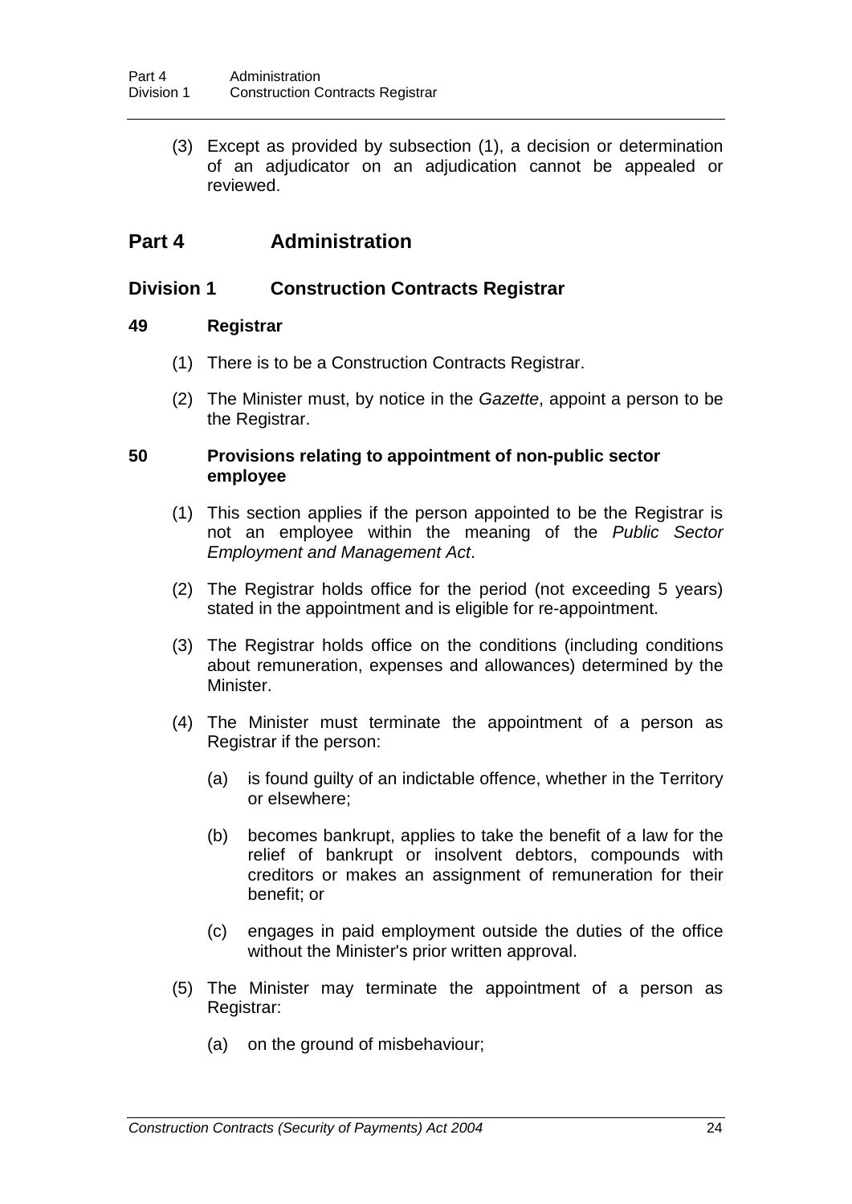(3) Except as provided by subsection (1), a decision or determination of an adjudicator on an adjudication cannot be appealed or reviewed.

# Part 4 Administration

## Division 1 Construction Contracts Registrar

### 49 Registrar

(1) There is to be a Construction Contracts Registrar.

(2) The Minister must, by notice in the *Gazette*, appoint a person to be the Registrar.

### 50 Provisions relating to appointment of non-public sector employee

(1) This section applies if the person appointed to be the Registrar is not an employee within the meaning of the *Public Sector Employment and Management Act*.

(2) The Registrar holds office for the period (not exceeding 5 years) stated in the appointment and is eligible for re-appointment.

(3) The Registrar holds office on the conditions (including conditions about remuneration, expenses and allowances) determined by the Minister.

(4) The Minister must terminate the appointment of a person as Registrar if the person:

(a) is found guilty of an indictable offence, whether in the Territory or elsewhere;

(b) becomes bankrupt, applies to take the benefit of a law for the relief of bankrupt or insolvent debtors, compounds with creditors or makes an assignment of remuneration for their benefit; or

(c) engages in paid employment outside the duties of the office without the Minister's prior written approval.

(5) The Minister may terminate the appointment of a person as Registrar:

(a) on the ground of misbehaviour;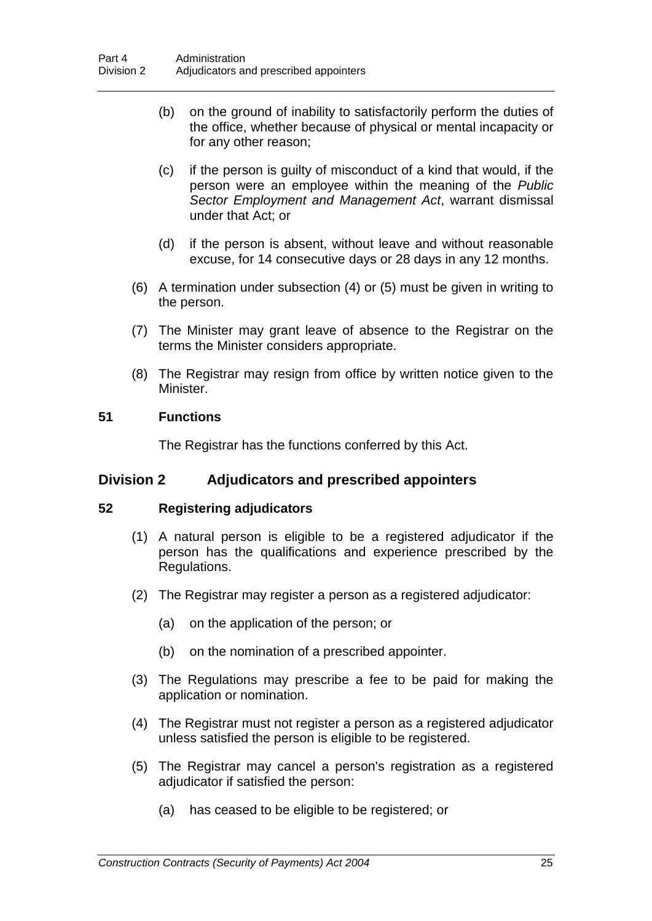(b) on the ground of inability to satisfactorily perform the duties of the office, whether because of physical or mental incapacity or for any other reason;

(c) if the person is guilty of misconduct of a kind that would, if the person were an employee within the meaning of the *Public Sector Employment and Management Act*, warrant dismissal under that Act; or

(d) if the person is absent, without leave and without reasonable excuse, for 14 consecutive days or 28 days in any 12 months.

(6) A termination under subsection (4) or (5) must be given in writing to the person.

(7) The Minister may grant leave of absence to the Registrar on the terms the Minister considers appropriate.

(8) The Registrar may resign from office by written notice given to the Minister.

**51 Functions**

The Registrar has the functions conferred by this Act.

## Division 2 Adjudicators and prescribed appointers

**52 Registering adjudicators**

(1) A natural person is eligible to be a registered adjudicator if the person has the qualifications and experience prescribed by the Regulations.

(2) The Registrar may register a person as a registered adjudicator:

(a) on the application of the person; or

(b) on the nomination of a prescribed appointer.

(3) The Regulations may prescribe a fee to be paid for making the application or nomination.

(4) The Registrar must not register a person as a registered adjudicator unless satisfied the person is eligible to be registered.

(5) The Registrar may cancel a person's registration as a registered adjudicator if satisfied the person:

(a) has ceased to be eligible to be registered; or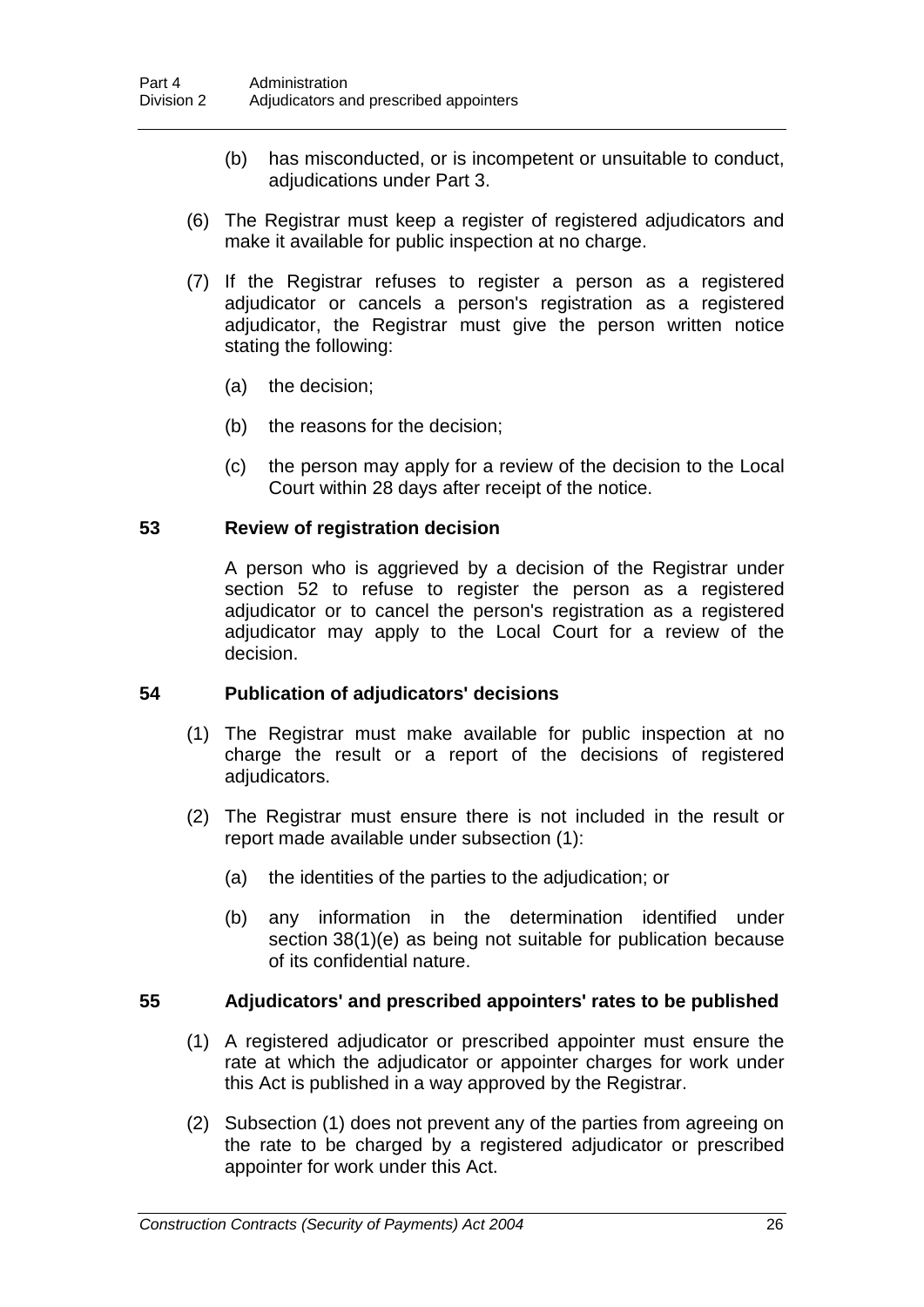(b) has misconducted, or is incompetent or unsuitable to conduct, adjudications under Part 3.

(6) The Registrar must keep a register of registered adjudicators and make it available for public inspection at no charge.

(7) If the Registrar refuses to register a person as a registered adjudicator or cancels a person's registration as a registered adjudicator, the Registrar must give the person written notice stating the following:

(a) the decision;

(b) the reasons for the decision;

(c) the person may apply for a review of the decision to the Local Court within 28 days after receipt of the notice.

### 53 Review of registration decision

A person who is aggrieved by a decision of the Registrar under section 52 to refuse to register the person as a registered adjudicator or to cancel the person's registration as a registered adjudicator may apply to the Local Court for a review of the decision.

### 54 Publication of adjudicators' decisions

(1) The Registrar must make available for public inspection at no charge the result or a report of the decisions of registered adjudicators.

(2) The Registrar must ensure there is not included in the result or report made available under subsection (1):

(a) the identities of the parties to the adjudication; or

(b) any information in the determination identified under section 38(1)(e) as being not suitable for publication because of its confidential nature.

### 55 Adjudicators' and prescribed appointers' rates to be published

(1) A registered adjudicator or prescribed appointer must ensure the rate at which the adjudicator or appointer charges for work under this Act is published in a way approved by the Registrar.

(2) Subsection (1) does not prevent any of the parties from agreeing on the rate to be charged by a registered adjudicator or prescribed appointer for work under this Act.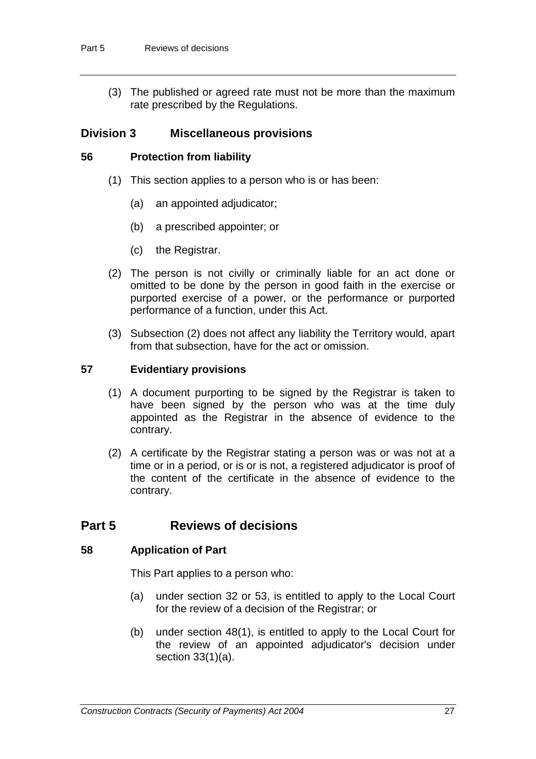(3) The published or agreed rate must not be more than the maximum rate prescribed by the Regulations.

## Division 3 Miscellaneous provisions

### 56 Protection from liability

(1) This section applies to a person who is or has been:

- (a) an appointed adjudicator;
- (b) a prescribed appointer; or
- (c) the Registrar.

(2) The person is not civilly or criminally liable for an act done or omitted to be done by the person in good faith in the exercise or purported exercise of a power, or the performance or purported performance of a function, under this Act.

(3) Subsection (2) does not affect any liability the Territory would, apart from that subsection, have for the act or omission.

### 57 Evidentiary provisions

(1) A document purporting to be signed by the Registrar is taken to have been signed by the person who was at the time duly appointed as the Registrar in the absence of evidence to the contrary.

(2) A certificate by the Registrar stating a person was or was not at a time or in a period, or is or is not, a registered adjudicator is proof of the content of the certificate in the absence of evidence to the contrary.

# Part 5 Reviews of decisions

### 58 Application of Part

This Part applies to a person who:

- (a) under section 32 or 53, is entitled to apply to the Local Court for the review of a decision of the Registrar; or
- (b) under section 48(1), is entitled to apply to the Local Court for the review of an appointed adjudicator's decision under section 33(1)(a).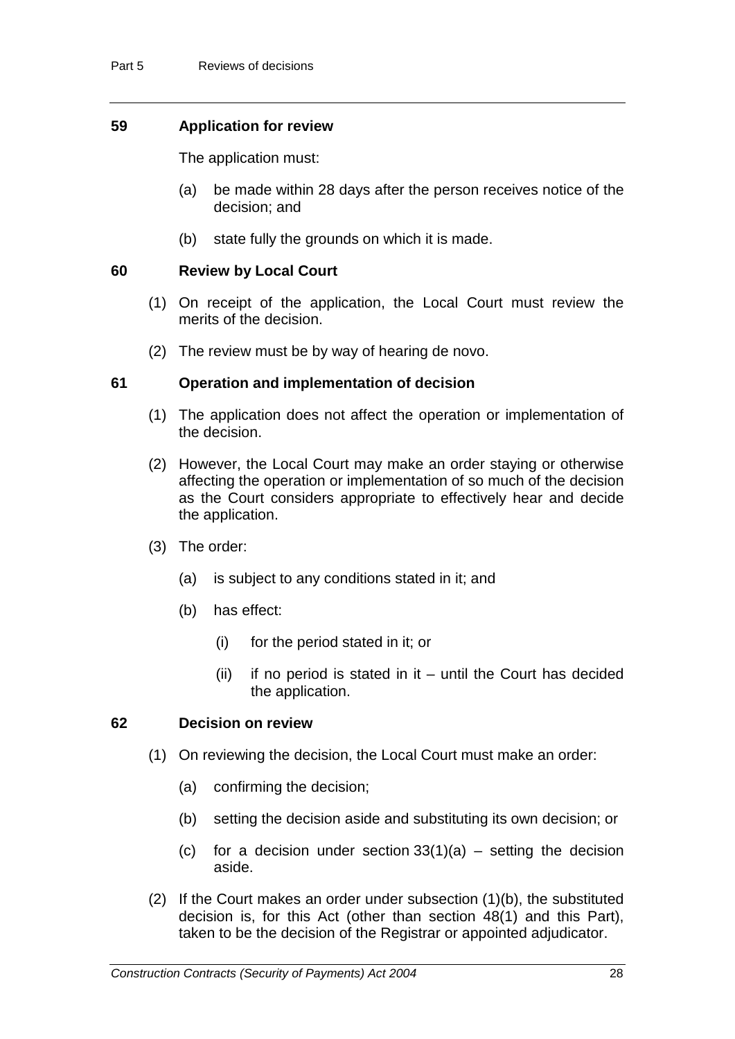### 59 Application for review

The application must:

(a) be made within 28 days after the person receives notice of the decision; and

(b) state fully the grounds on which it is made.

### 60 Review by Local Court

(1) On receipt of the application, the Local Court must review the merits of the decision.

(2) The review must be by way of hearing de novo.

### 61 Operation and implementation of decision

(1) The application does not affect the operation or implementation of the decision.

(2) However, the Local Court may make an order staying or otherwise affecting the operation or implementation of so much of the decision as the Court considers appropriate to effectively hear and decide the application.

(3) The order:

(a) is subject to any conditions stated in it; and

(b) has effect:

(i) for the period stated in it; or

(ii) if no period is stated in it – until the Court has decided the application.

### 62 Decision on review

(1) On reviewing the decision, the Local Court must make an order:

(a) confirming the decision;

(b) setting the decision aside and substituting its own decision; or

(c) for a decision under section 33(1)(a) – setting the decision aside.

(2) If the Court makes an order under subsection (1)(b), the substituted decision is, for this Act (other than section 48(1) and this Part), taken to be the decision of the Registrar or appointed adjudicator.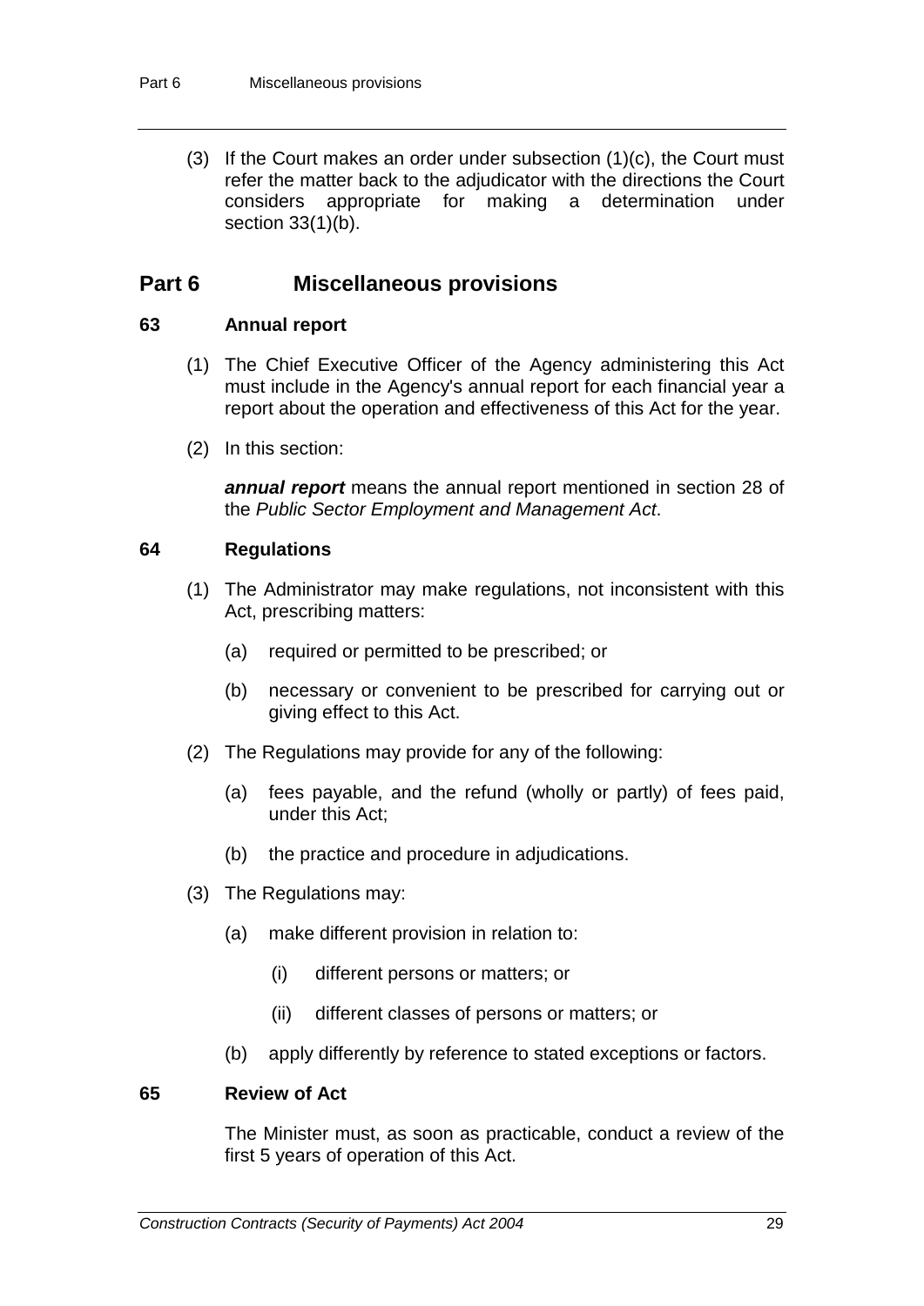(3) If the Court makes an order under subsection (1)(c), the Court must refer the matter back to the adjudicator with the directions the Court considers appropriate for making a determination under section 33(1)(b).

## Part 6 Miscellaneous provisions

### 63 Annual report

(1) The Chief Executive Officer of the Agency administering this Act must include in the Agency's annual report for each financial year a report about the operation and effectiveness of this Act for the year.

(2) In this section:

***annual report*** means the annual report mentioned in section 28 of the *Public Sector Employment and Management Act*.

### 64 Regulations

(1) The Administrator may make regulations, not inconsistent with this Act, prescribing matters:

(a) required or permitted to be prescribed; or

(b) necessary or convenient to be prescribed for carrying out or giving effect to this Act.

(2) The Regulations may provide for any of the following:

(a) fees payable, and the refund (wholly or partly) of fees paid, under this Act;

(b) the practice and procedure in adjudications.

(3) The Regulations may:

(a) make different provision in relation to:

(i) different persons or matters; or

(ii) different classes of persons or matters; or

(b) apply differently by reference to stated exceptions or factors.

### 65 Review of Act

The Minister must, as soon as practicable, conduct a review of the first 5 years of operation of this Act.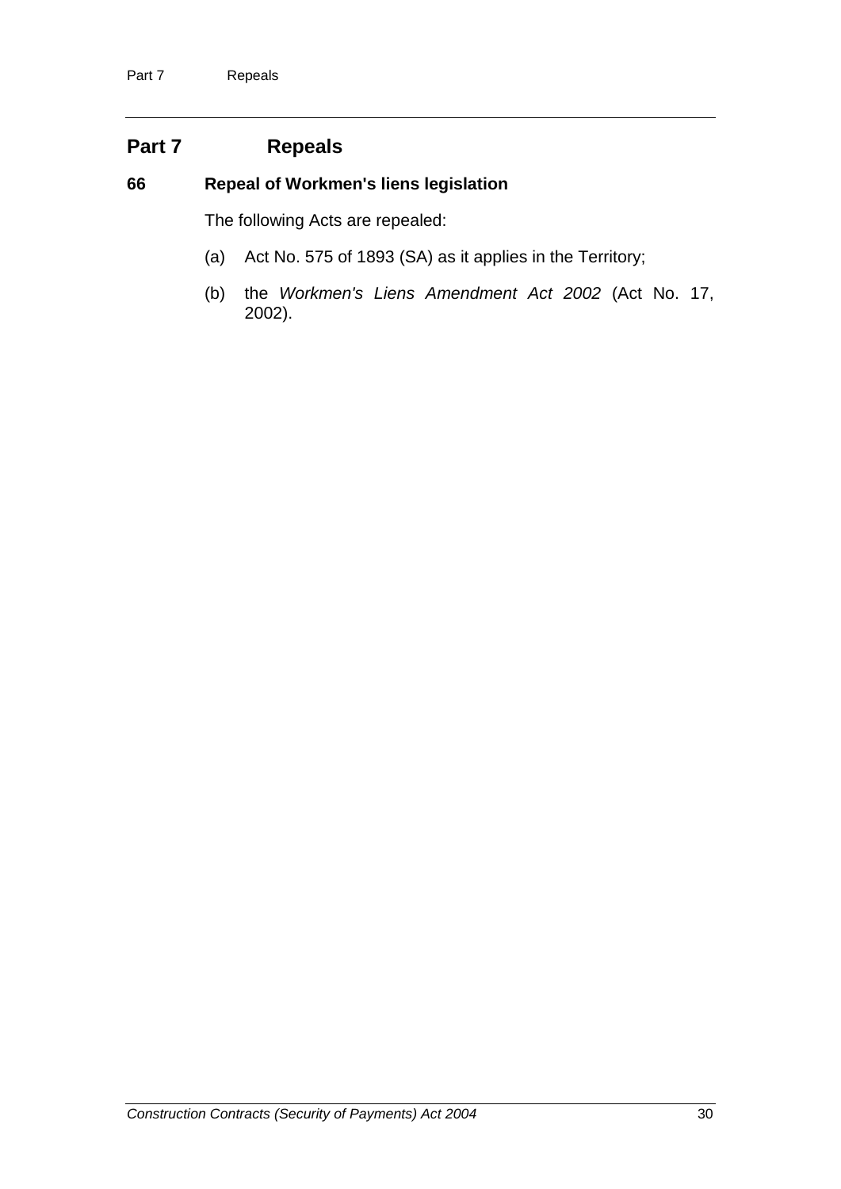## Part 7 Repeals

### 66 Repeal of Workmen's liens legislation

The following Acts are repealed:

(a) Act No. 575 of 1893 (SA) as it applies in the Territory;

(b) the *Workmen's Liens Amendment Act 2002* (Act No. 17, 2002).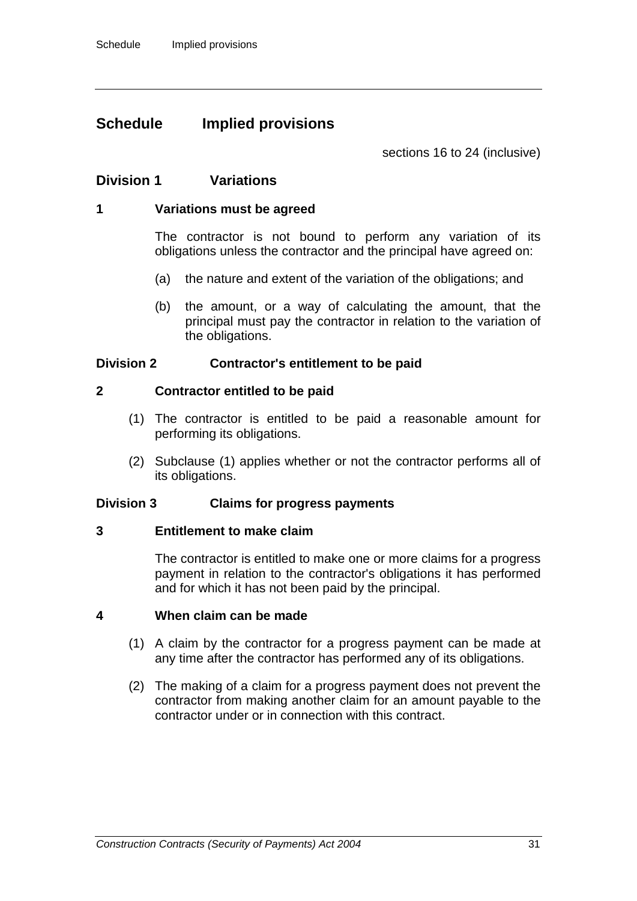# Schedule Implied provisions

sections 16 to 24 (inclusive)

## Division 1 Variations

### 1 Variations must be agreed

The contractor is not bound to perform any variation of its obligations unless the contractor and the principal have agreed on:

(a) the nature and extent of the variation of the obligations; and

(b) the amount, or a way of calculating the amount, that the principal must pay the contractor in relation to the variation of the obligations.

## Division 2 Contractor's entitlement to be paid

### 2 Contractor entitled to be paid

(1) The contractor is entitled to be paid a reasonable amount for performing its obligations.

(2) Subclause (1) applies whether or not the contractor performs all of its obligations.

## Division 3 Claims for progress payments

### 3 Entitlement to make claim

The contractor is entitled to make one or more claims for a progress payment in relation to the contractor's obligations it has performed and for which it has not been paid by the principal.

### 4 When claim can be made

(1) A claim by the contractor for a progress payment can be made at any time after the contractor has performed any of its obligations.

(2) The making of a claim for a progress payment does not prevent the contractor from making another claim for an amount payable to the contractor under or in connection with this contract.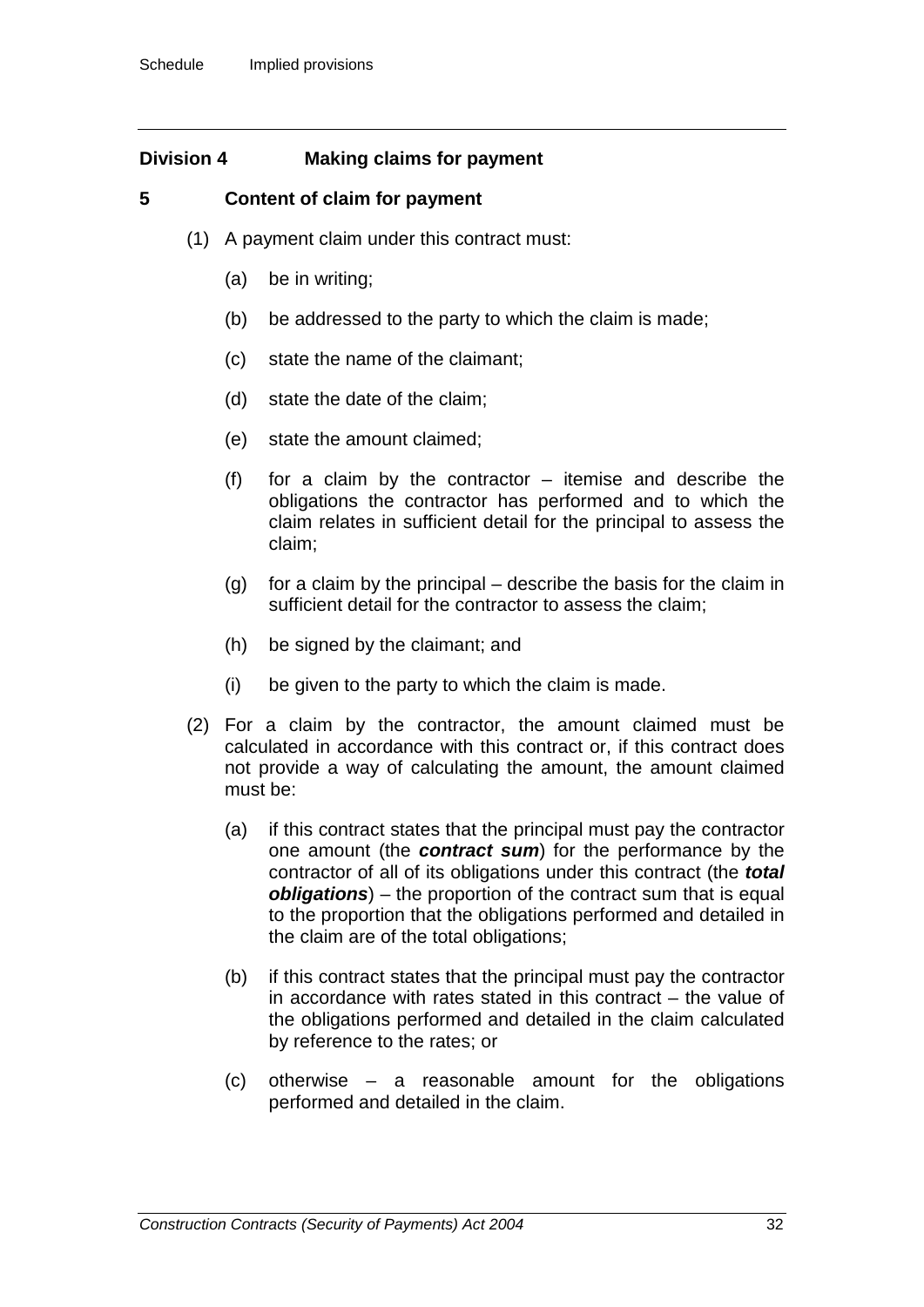## Division 4 Making claims for payment

### 5 Content of claim for payment

(1) A payment claim under this contract must:

(a) be in writing;

(b) be addressed to the party to which the claim is made;

(c) state the name of the claimant;

(d) state the date of the claim;

(e) state the amount claimed;

(f) for a claim by the contractor – itemise and describe the obligations the contractor has performed and to which the claim relates in sufficient detail for the principal to assess the claim;

(g) for a claim by the principal – describe the basis for the claim in sufficient detail for the contractor to assess the claim;

(h) be signed by the claimant; and

(i) be given to the party to which the claim is made.

(2) For a claim by the contractor, the amount claimed must be calculated in accordance with this contract or, if this contract does not provide a way of calculating the amount, the amount claimed must be:

(a) if this contract states that the principal must pay the contractor one amount (the ***contract sum***) for the performance by the contractor of all of its obligations under this contract (the ***total obligations***) – the proportion of the contract sum that is equal to the proportion that the obligations performed and detailed in the claim are of the total obligations;

(b) if this contract states that the principal must pay the contractor in accordance with rates stated in this contract – the value of the obligations performed and detailed in the claim calculated by reference to the rates; or

(c) otherwise – a reasonable amount for the obligations performed and detailed in the claim.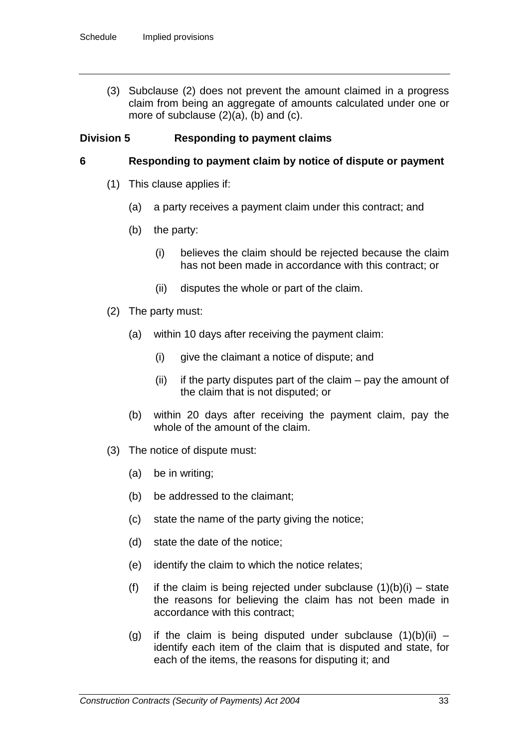(3) Subclause (2) does not prevent the amount claimed in a progress claim from being an aggregate of amounts calculated under one or more of subclause (2)(a), (b) and (c).

## Division 5 Responding to payment claims

### 6 Responding to payment claim by notice of dispute or payment

(1) This clause applies if:

(a) a party receives a payment claim under this contract; and

(b) the party:

(i) believes the claim should be rejected because the claim has not been made in accordance with this contract; or

(ii) disputes the whole or part of the claim.

(2) The party must:

(a) within 10 days after receiving the payment claim:

(i) give the claimant a notice of dispute; and

(ii) if the party disputes part of the claim – pay the amount of the claim that is not disputed; or

(b) within 20 days after receiving the payment claim, pay the whole of the amount of the claim.

(3) The notice of dispute must:

(a) be in writing;

(b) be addressed to the claimant;

(c) state the name of the party giving the notice;

(d) state the date of the notice;

(e) identify the claim to which the notice relates;

(f) if the claim is being rejected under subclause (1)(b)(i) – state the reasons for believing the claim has not been made in accordance with this contract;

(g) if the claim is being disputed under subclause (1)(b)(ii) – identify each item of the claim that is disputed and state, for each of the items, the reasons for disputing it; and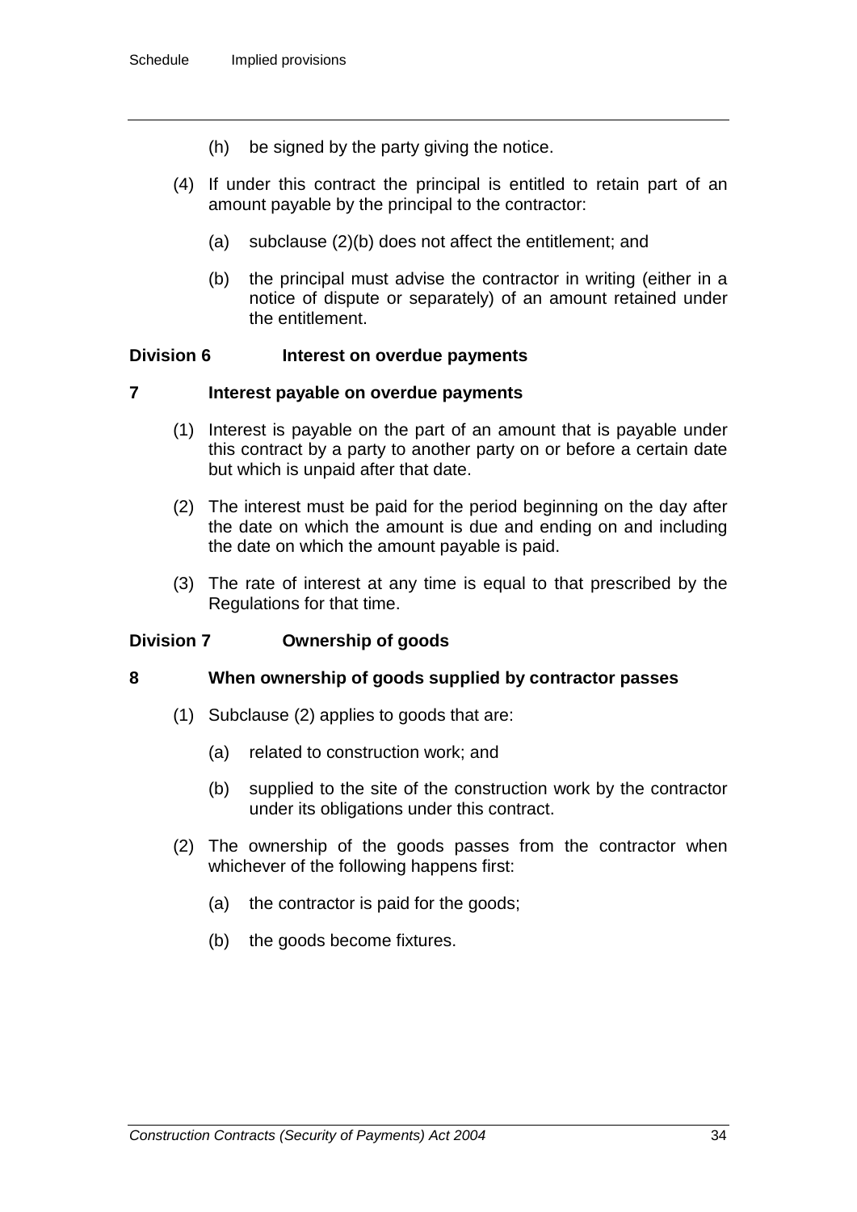(h) be signed by the party giving the notice.

(4) If under this contract the principal is entitled to retain part of an amount payable by the principal to the contractor:

(a) subclause (2)(b) does not affect the entitlement; and

(b) the principal must advise the contractor in writing (either in a notice of dispute or separately) of an amount retained under the entitlement.

## Division 6 Interest on overdue payments

### 7 Interest payable on overdue payments

(1) Interest is payable on the part of an amount that is payable under this contract by a party to another party on or before a certain date but which is unpaid after that date.

(2) The interest must be paid for the period beginning on the day after the date on which the amount is due and ending on and including the date on which the amount payable is paid.

(3) The rate of interest at any time is equal to that prescribed by the Regulations for that time.

## Division 7 Ownership of goods

### 8 When ownership of goods supplied by contractor passes

(1) Subclause (2) applies to goods that are:

(a) related to construction work; and

(b) supplied to the site of the construction work by the contractor under its obligations under this contract.

(2) The ownership of the goods passes from the contractor when whichever of the following happens first:

(a) the contractor is paid for the goods;

(b) the goods become fixtures.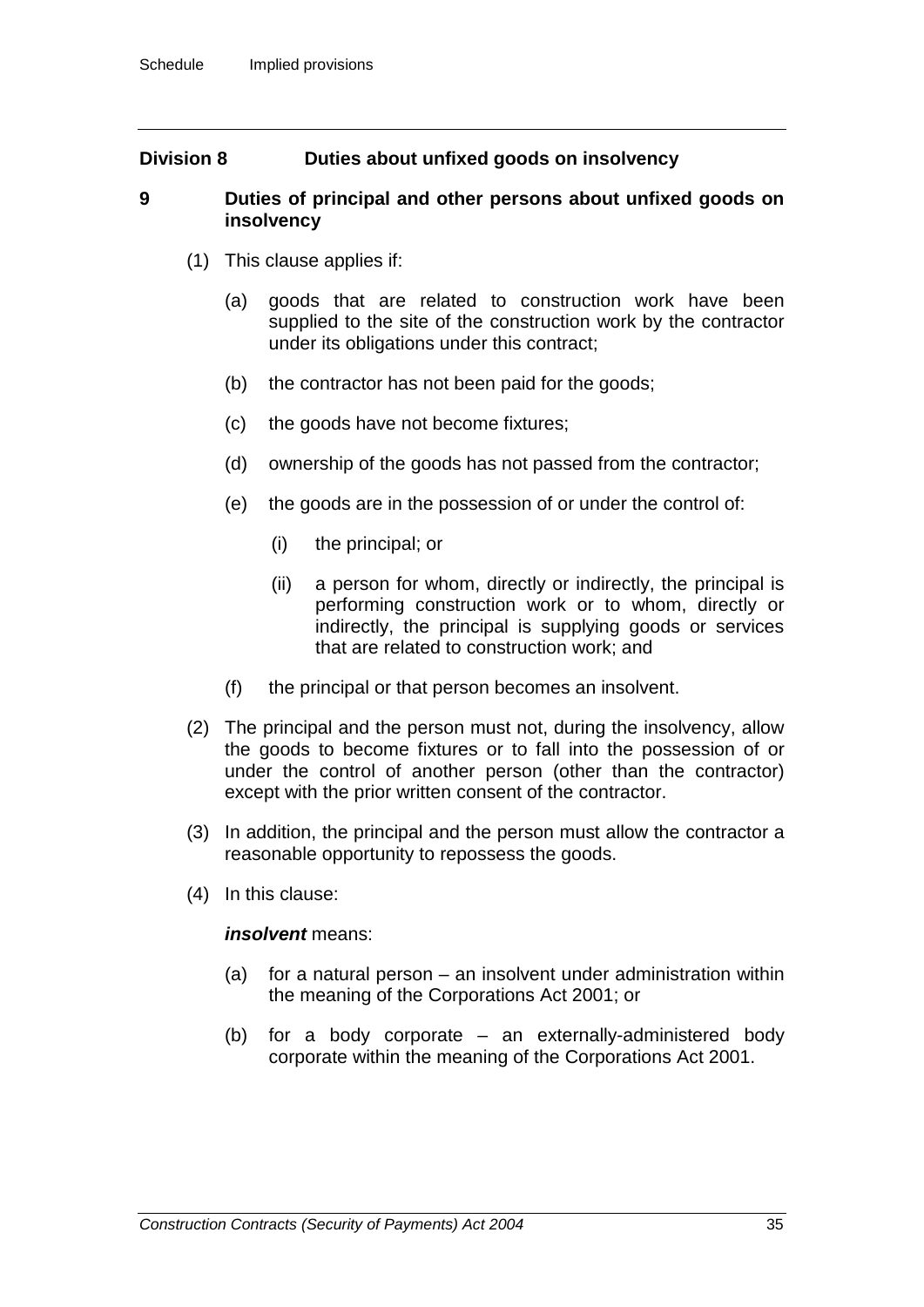## Division 8 Duties about unfixed goods on insolvency

### 9 Duties of principal and other persons about unfixed goods on insolvency

(1) This clause applies if:

(a) goods that are related to construction work have been supplied to the site of the construction work by the contractor under its obligations under this contract;

(b) the contractor has not been paid for the goods;

(c) the goods have not become fixtures;

(d) ownership of the goods has not passed from the contractor;

(e) the goods are in the possession of or under the control of:

(i) the principal; or

(ii) a person for whom, directly or indirectly, the principal is performing construction work or to whom, directly or indirectly, the principal is supplying goods or services that are related to construction work; and

(f) the principal or that person becomes an insolvent.

(2) The principal and the person must not, during the insolvency, allow the goods to become fixtures or to fall into the possession of or under the control of another person (other than the contractor) except with the prior written consent of the contractor.

(3) In addition, the principal and the person must allow the contractor a reasonable opportunity to repossess the goods.

(4) In this clause:

***insolvent*** means:

(a) for a natural person – an insolvent under administration within the meaning of the Corporations Act 2001; or

(b) for a body corporate – an externally-administered body corporate within the meaning of the Corporations Act 2001.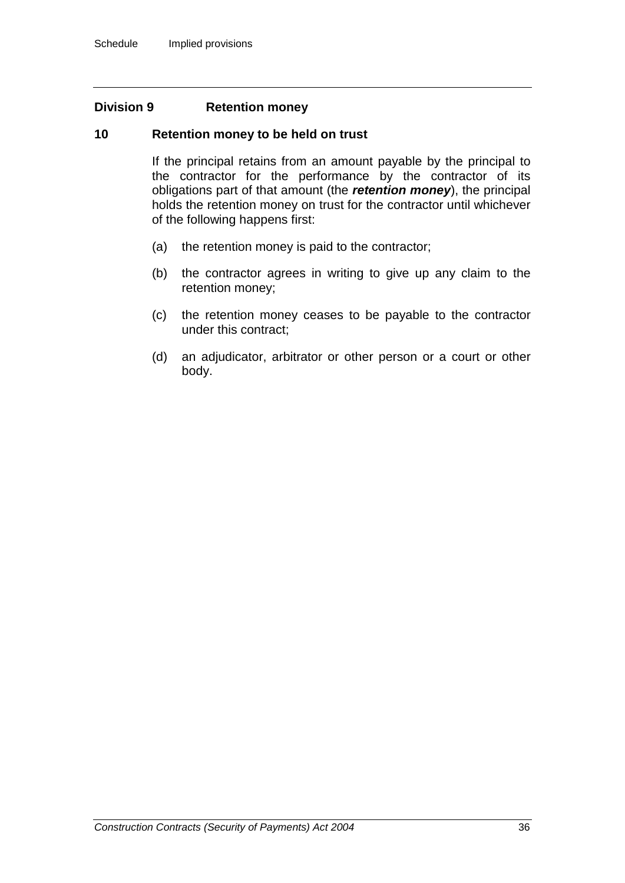## Division 9 Retention money

### 10 Retention money to be held on trust

If the principal retains from an amount payable by the principal to the contractor for the performance by the contractor of its obligations part of that amount (the ***retention money***), the principal holds the retention money on trust for the contractor until whichever of the following happens first:

(a) the retention money is paid to the contractor;

(b) the contractor agrees in writing to give up any claim to the retention money;

(c) the retention money ceases to be payable to the contractor under this contract;

(d) an adjudicator, arbitrator or other person or a court or other body.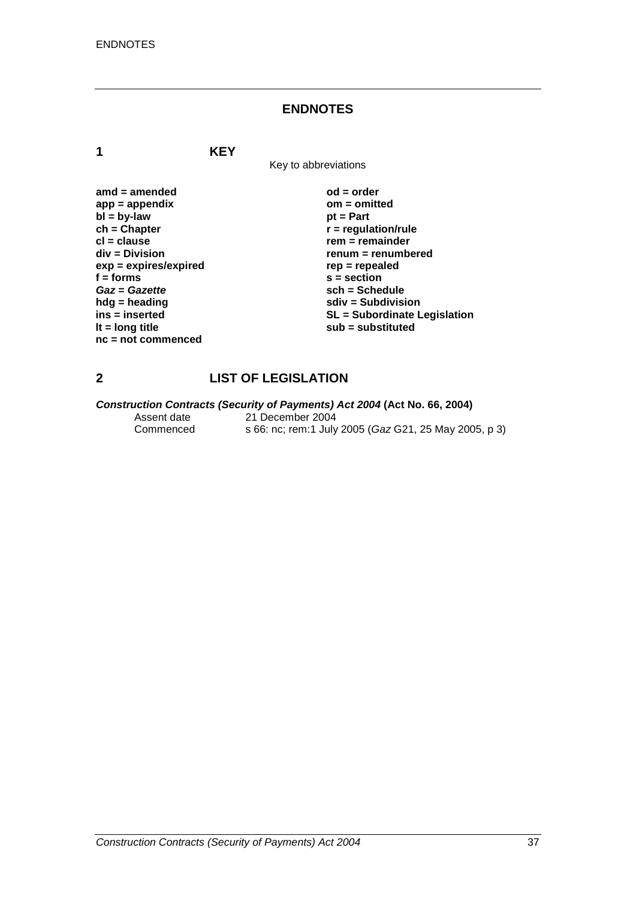# ENDNOTES

## 1 KEY

Key to abbreviations

| | |
|---|---|
| **amd = amended** | **od = order** |
| **app = appendix** | **om = omitted** |
| **bl = by-law** | **pt = Part** |
| **ch = Chapter** | **r = regulation/rule** |
| **cl = clause** | **rem = remainder** |
| **div = Division** | **renum = renumbered** |
| **exp = expires/expired** | **rep = repealed** |
| **f = forms** | **s = section** |
| ***Gaz* = *Gazette*** | **sch = Schedule** |
| **hdg = heading** | **sdiv = Subdivision** |
| **ins = inserted** | **SL = Subordinate Legislation** |
| **lt = long title** | **sub = substituted** |
| **nc = not commenced** | |

## 2 LIST OF LEGISLATION

***Construction Contracts (Security of Payments) Act 2004* (Act No. 66, 2004)**

| | |
|---|---|
| Assent date | 21 December 2004 |
| Commenced | s 66: nc; rem:1 July 2005 (*Gaz* G21, 25 May 2005, p 3) |